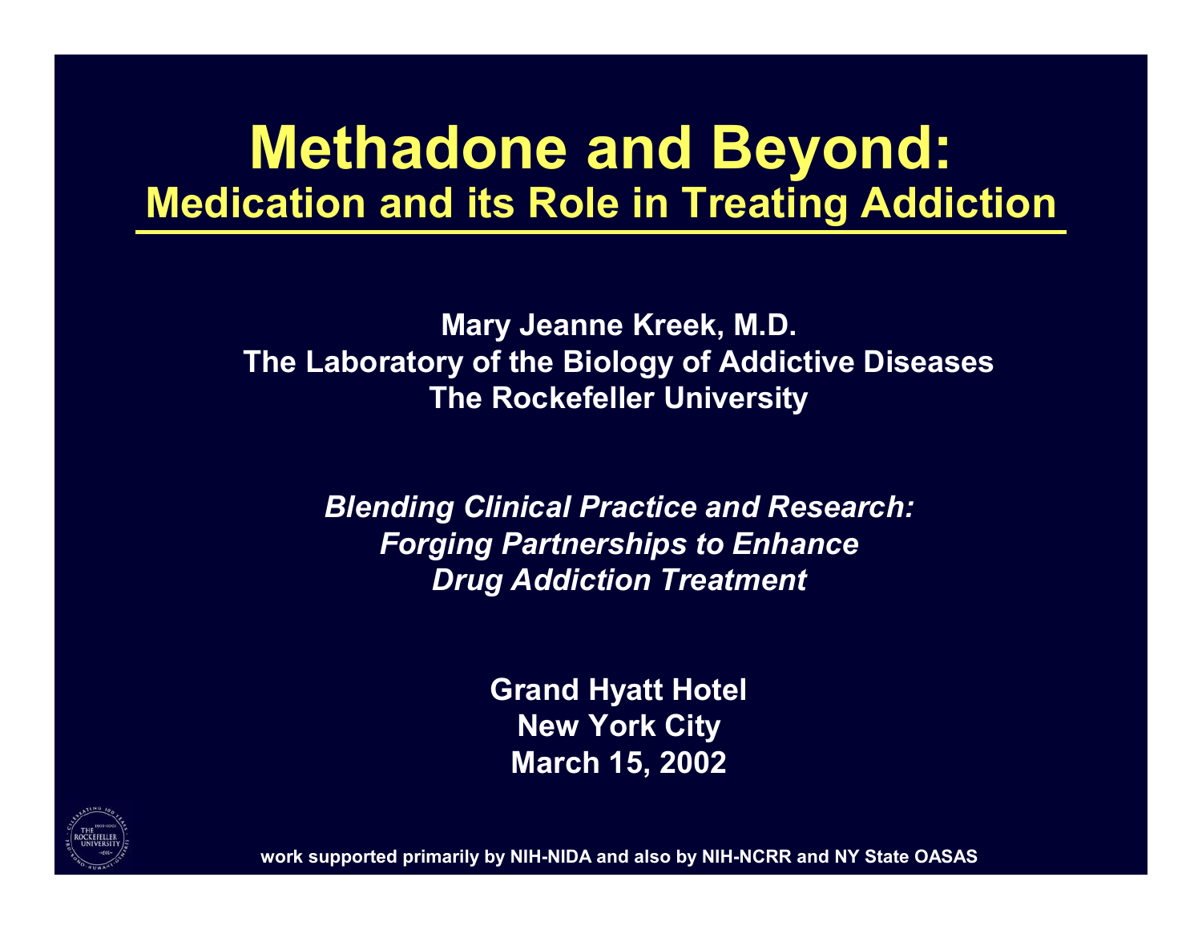# Methadone and Beyond:

## Medication and its Role in Treating Addiction

**Mary Jeanne Kreek, M.D.**
**The Laboratory of the Biology of Addictive Diseases**
**The Rockefeller University**

***Blending Clinical Practice and Research:***
***Forging Partnerships to Enhance***
***Drug Addiction Treatment***

**Grand Hyatt Hotel**
**New York City**
**March 15, 2002**

**work supported primarily by NIH-NIDA and also by NIH-NCRR and NY State OASAS**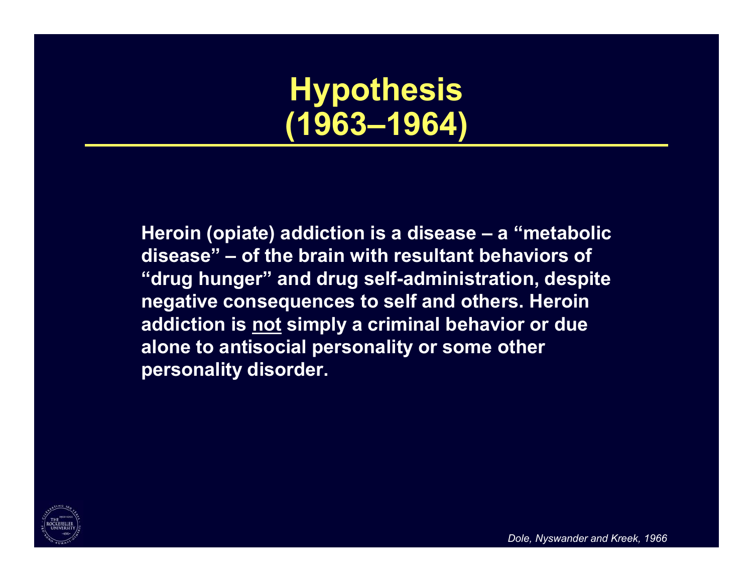# Hypothesis (1963–1964)

**Heroin (opiate) addiction is a disease – a "metabolic disease" – of the brain with resultant behaviors of "drug hunger" and drug self-administration, despite negative consequences to self and others. Heroin addiction is <u>not</u> simply a criminal behavior or due alone to antisocial personality or some other personality disorder.**

*Dole, Nyswander and Kreek, 1966*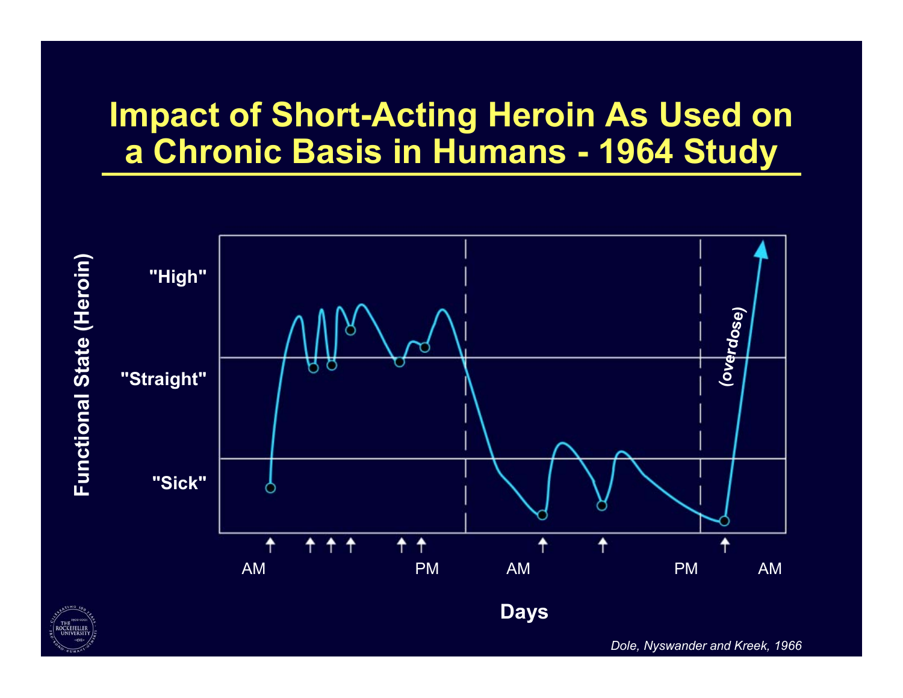# Impact of Short-Acting Heroin As Used on a Chronic Basis in Humans - 1964 Study

Functional State (Heroin)

"High"

"Straight"

"Sick"

(overdose)

AM PM AM PM AM

Days

*Dole, Nyswander and Kreek, 1966*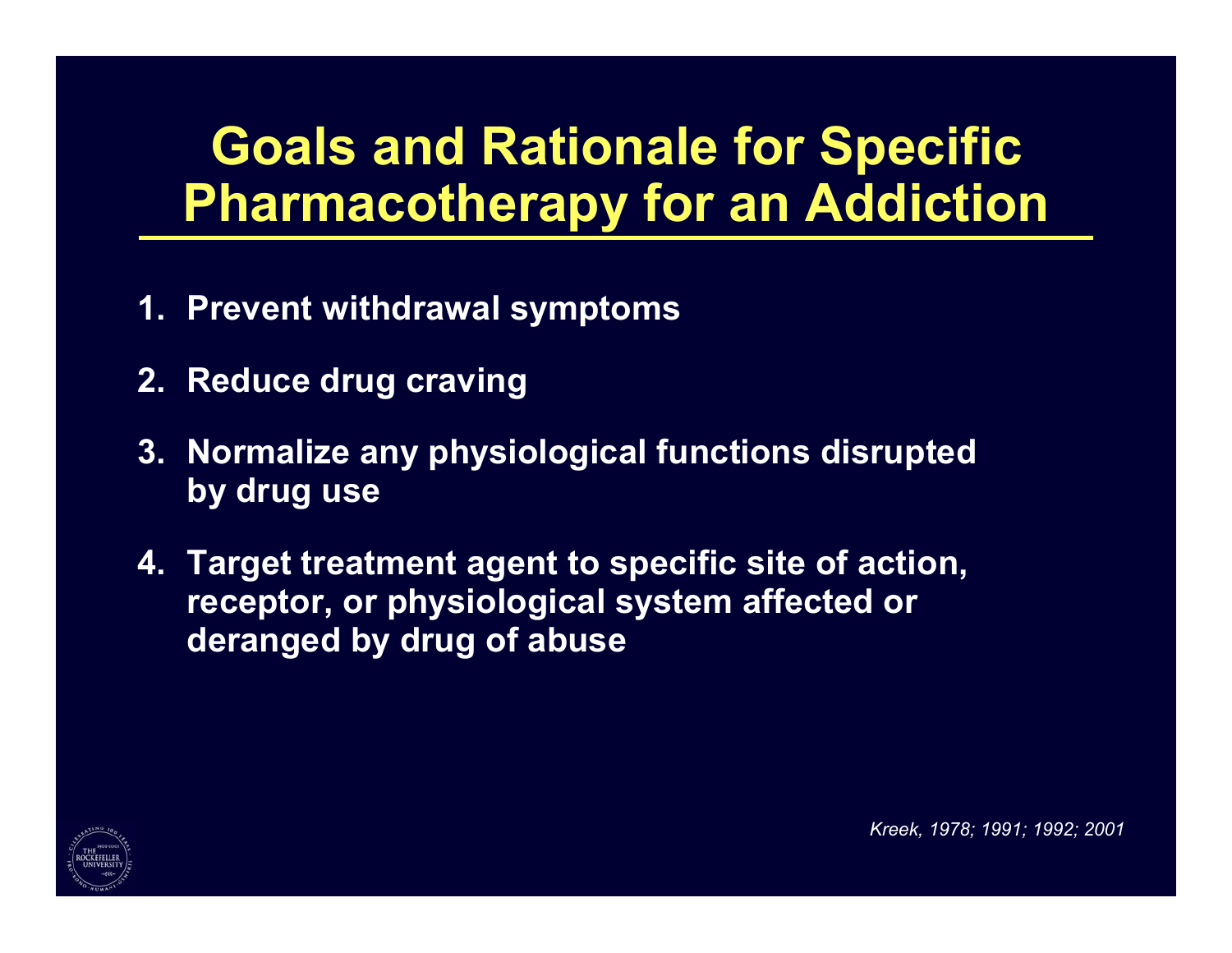# Goals and Rationale for Specific Pharmacotherapy for an Addiction

1. **Prevent withdrawal symptoms**

2. **Reduce drug craving**

3. **Normalize any physiological functions disrupted by drug use**

4. **Target treatment agent to specific site of action, receptor, or physiological system affected or deranged by drug of abuse**

*Kreek, 1978; 1991; 1992; 2001*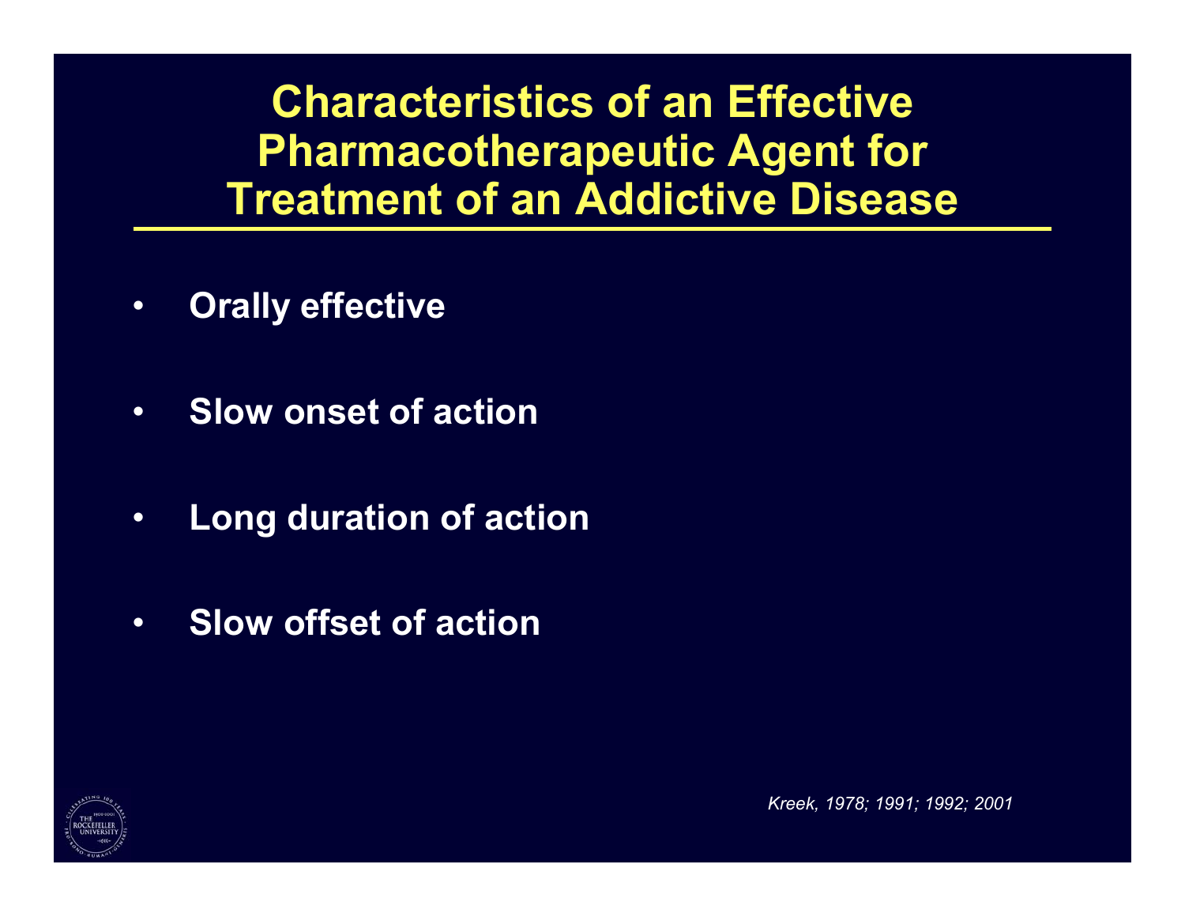# Characteristics of an Effective Pharmacotherapeutic Agent for Treatment of an Addictive Disease

- **Orally effective**
- **Slow onset of action**
- **Long duration of action**
- **Slow offset of action**

*Kreek, 1978; 1991; 1992; 2001*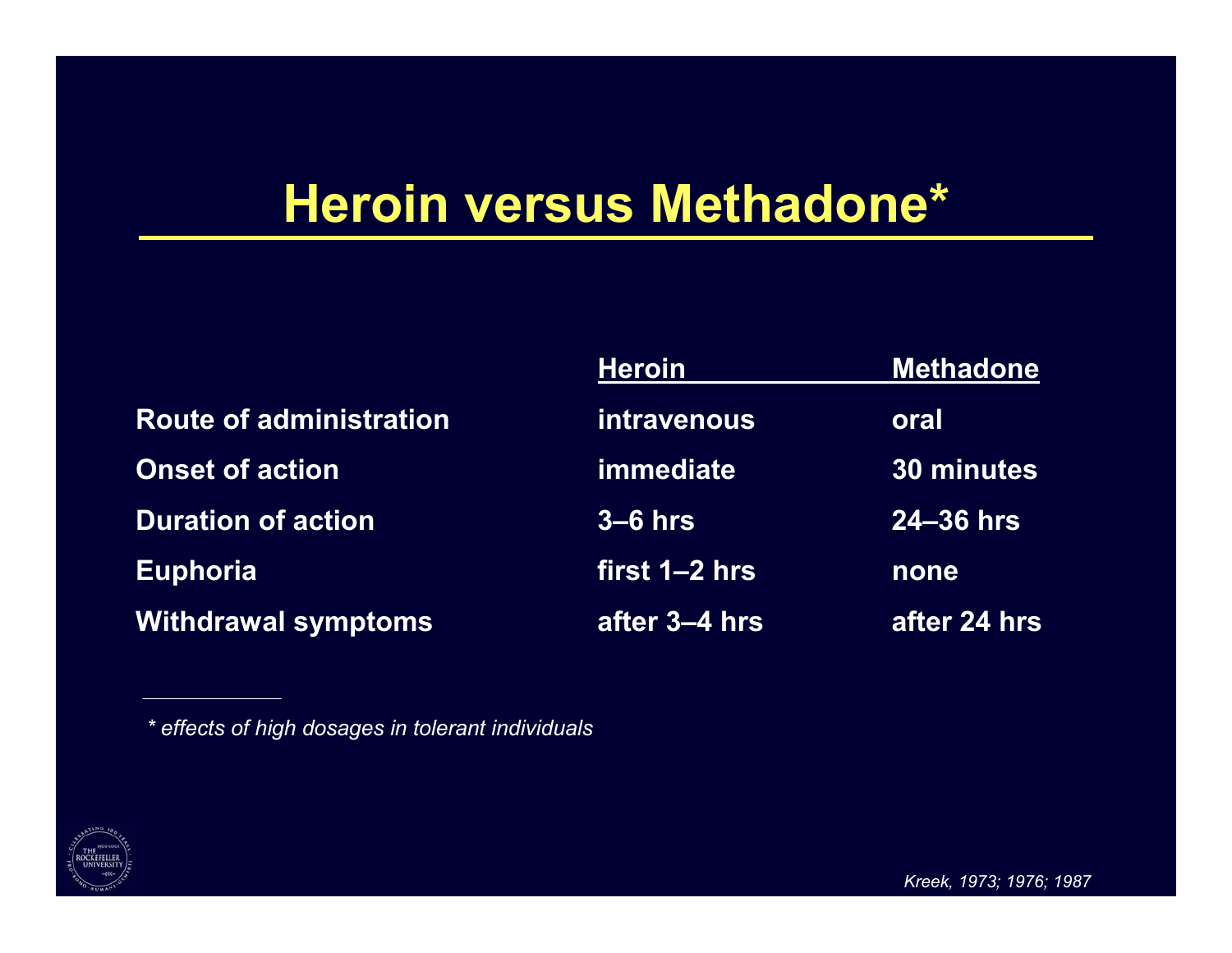# Heroin versus Methadone*

| | Heroin | Methadone |
|---|---|---|
| Route of administration | intravenous | oral |
| Onset of action | immediate | 30 minutes |
| Duration of action | 3–6 hrs | 24–36 hrs |
| Euphoria | first 1–2 hrs | none |
| Withdrawal symptoms | after 3–4 hrs | after 24 hrs |

---

*\* effects of high dosages in tolerant individuals*

*Kreek, 1973; 1976; 1987*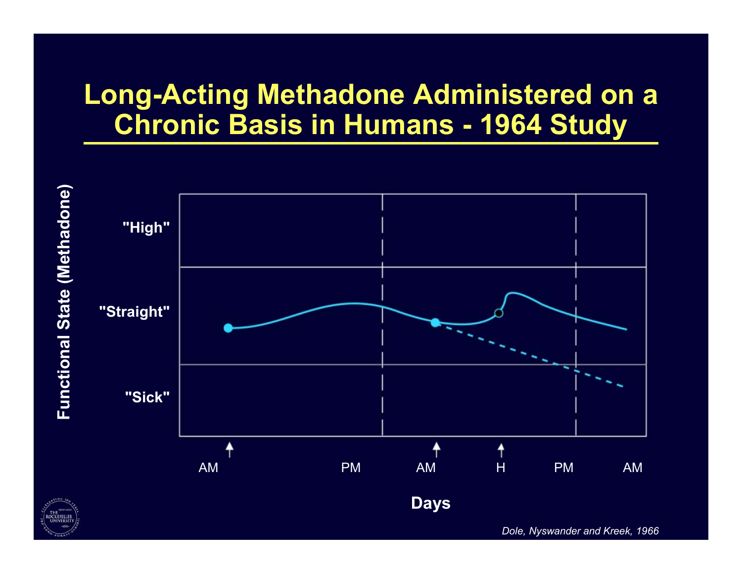# Long-Acting Methadone Administered on a Chronic Basis in Humans - 1964 Study

Functional State (Methadone)

"High"

"Straight"

"Sick"

AM PM AM H PM AM

Days

*Dole, Nyswander and Kreek, 1966*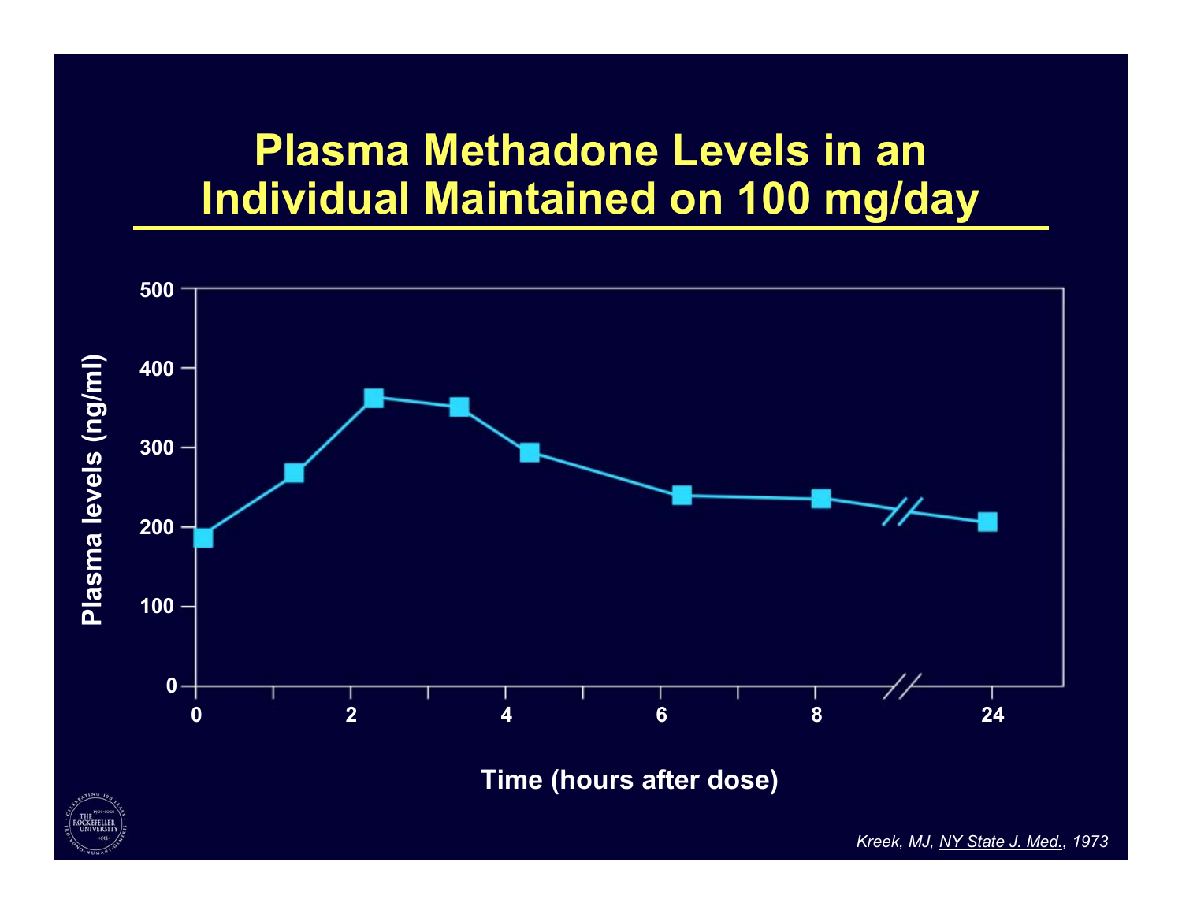# Plasma Methadone Levels in an Individual Maintained on 100 mg/day

Plasma levels (ng/ml)

500
400
300
200
100
0

0 2 4 6 8 24

Time (hours after dose)

*Kreek, MJ, NY State J. Med., 1973*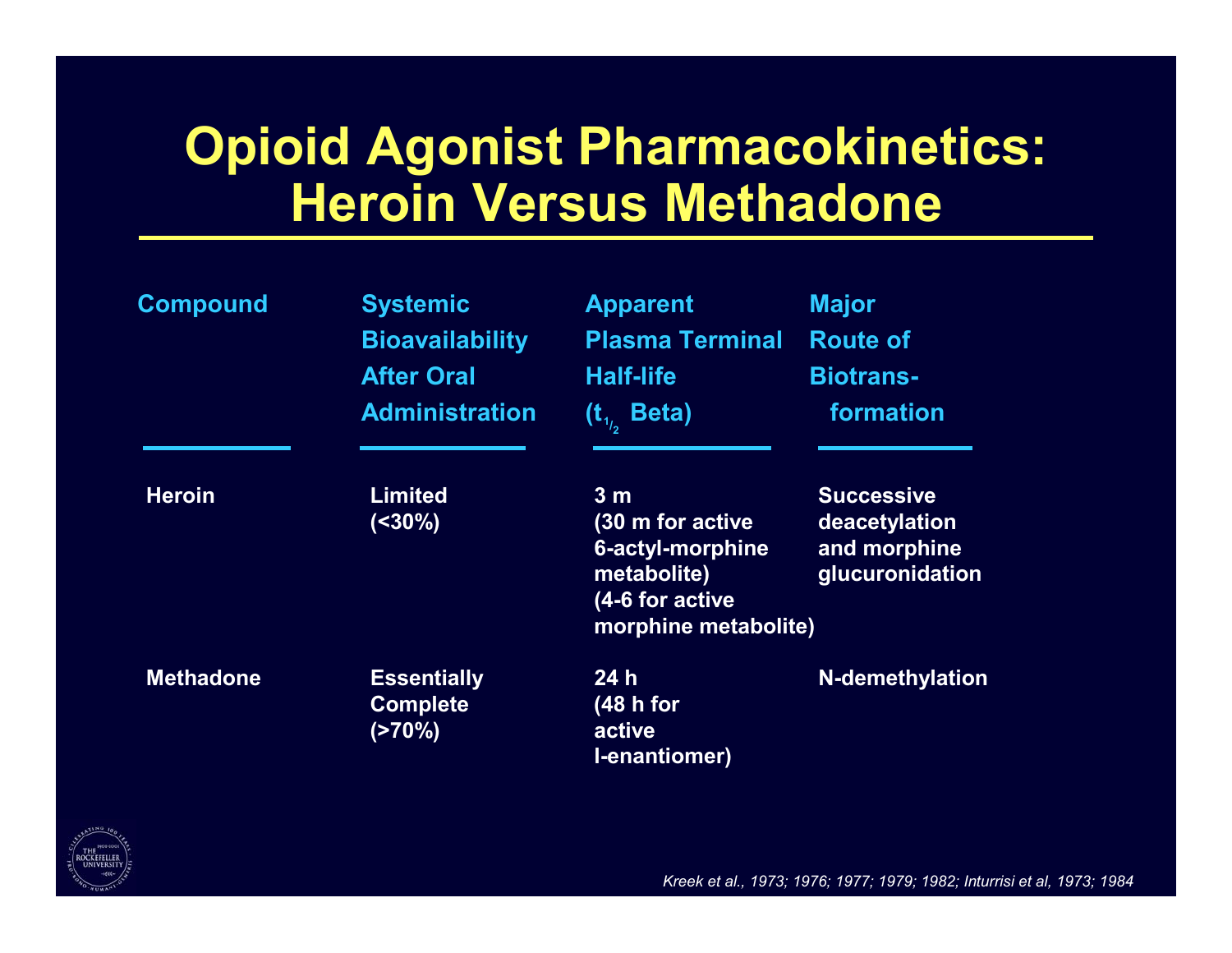# Opioid Agonist Pharmacokinetics: Heroin Versus Methadone

| Compound | Systemic Bioavailability After Oral Administration | Apparent Plasma Terminal Half-life ($t_{1/2}$ Beta) | Major Route of Biotrans- formation |
|---|---|---|---|
| Heroin | Limited (<30%) | 3 m (30 m for active 6-actyl-morphine metabolite) (4-6 for active morphine metabolite) | Successive deacetylation and morphine glucuronidation |
| Methadone | Essentially Complete (>70%) | 24 h (48 h for active l-enantiomer) | N-demethylation |

*Kreek et al., 1973; 1976; 1977; 1979; 1982; Inturrisi et al, 1973; 1984*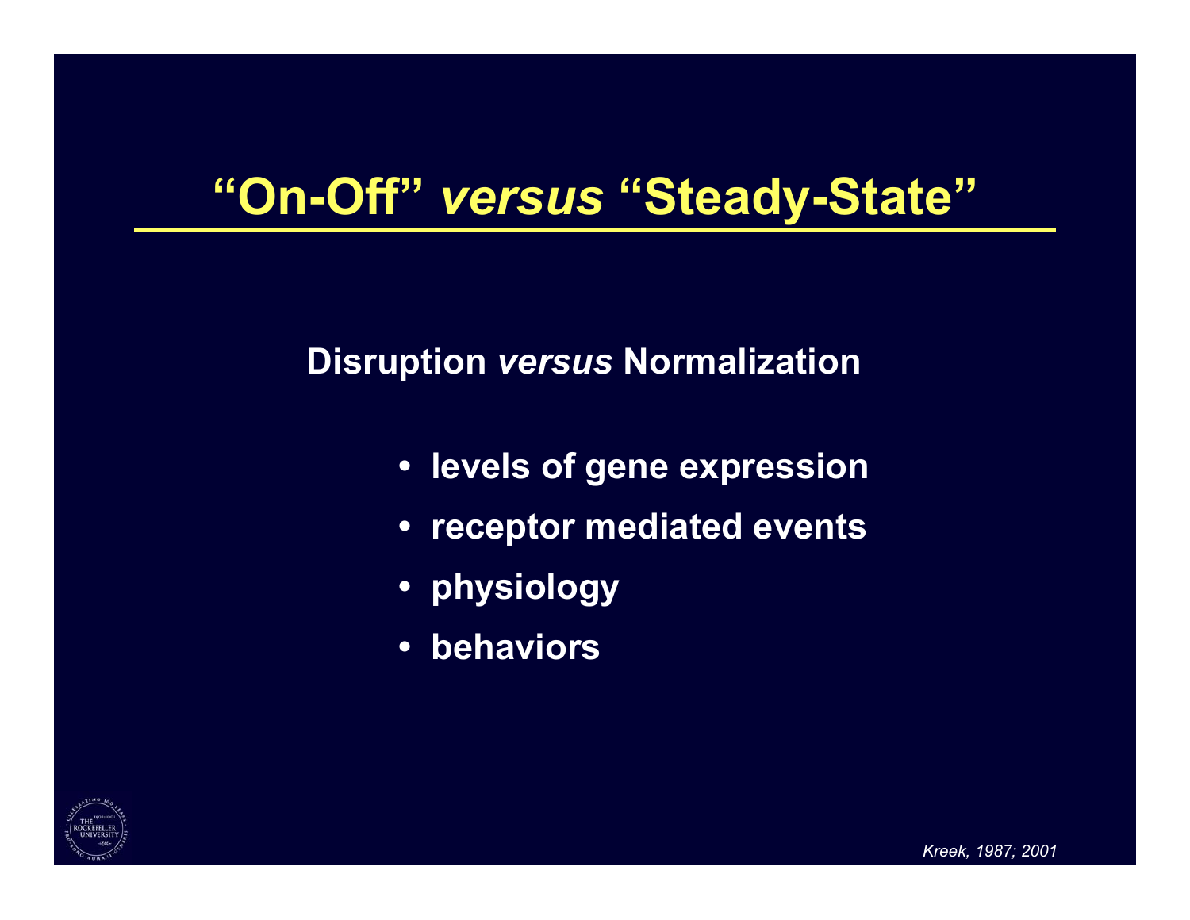# “On-Off” *versus* “Steady-State”

**Disruption *versus* Normalization**

- **levels of gene expression**
- **receptor mediated events**
- **physiology**
- **behaviors**

*Kreek, 1987; 2001*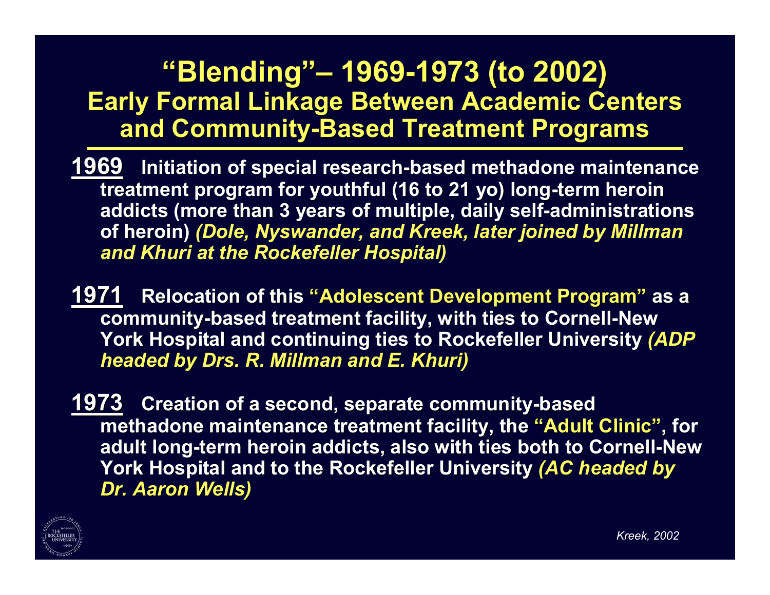# "Blending"– 1969-1973 (to 2002)

## Early Formal Linkage Between Academic Centers and Community-Based Treatment Programs

**1969** Initiation of special research-based methadone maintenance treatment program for youthful (16 to 21 yo) long-term heroin addicts (more than 3 years of multiple, daily self-administrations of heroin) *(Dole, Nyswander, and Kreek, later joined by Millman and Khuri at the Rockefeller Hospital)*

**1971** Relocation of this "Adolescent Development Program" as a community-based treatment facility, with ties to Cornell-New York Hospital and continuing ties to Rockefeller University *(ADP headed by Drs. R. Millman and E. Khuri)*

**1973** Creation of a second, separate community-based methadone maintenance treatment facility, the "Adult Clinic", for adult long-term heroin addicts, also with ties both to Cornell-New York Hospital and to the Rockefeller University *(AC headed by Dr. Aaron Wells)*

*Kreek, 2002*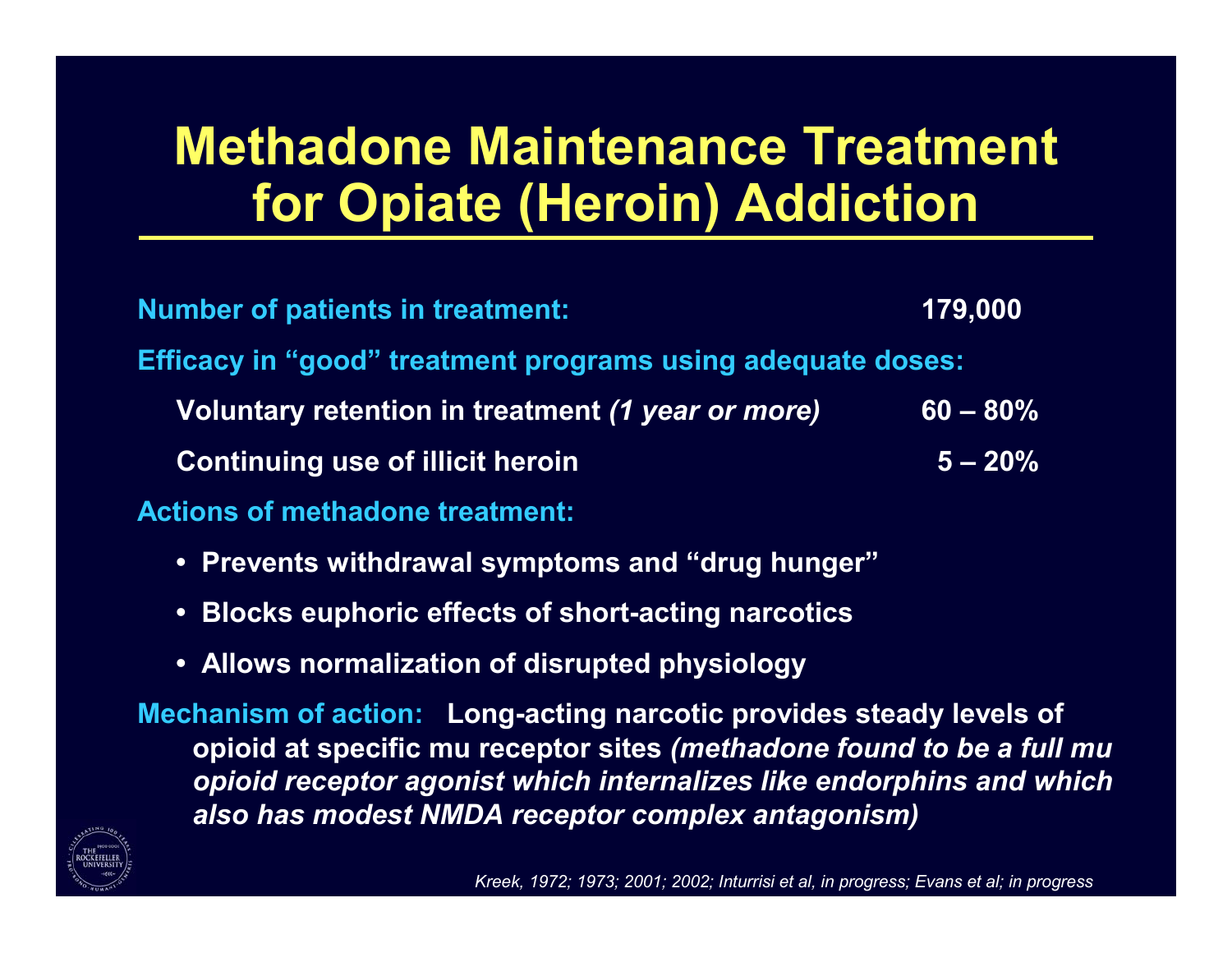# Methadone Maintenance Treatment for Opiate (Heroin) Addiction

**Number of patients in treatment:** **179,000**

**Efficacy in "good" treatment programs using adequate doses:**

| | |
|---|---|
| **Voluntary retention in treatment *(1 year or more)*** | **60 – 80%** |
| **Continuing use of illicit heroin** | **5 – 20%** |

**Actions of methadone treatment:**

- **Prevents withdrawal symptoms and "drug hunger"**
- **Blocks euphoric effects of short-acting narcotics**
- **Allows normalization of disrupted physiology**

**Mechanism of action:** **Long-acting narcotic provides steady levels of opioid at specific mu receptor sites *(methadone found to be a full mu opioid receptor agonist which internalizes like endorphins and which also has modest NMDA receptor complex antagonism)***

*Kreek, 1972; 1973; 2001; 2002; Inturrisi et al, in progress; Evans et al; in progress*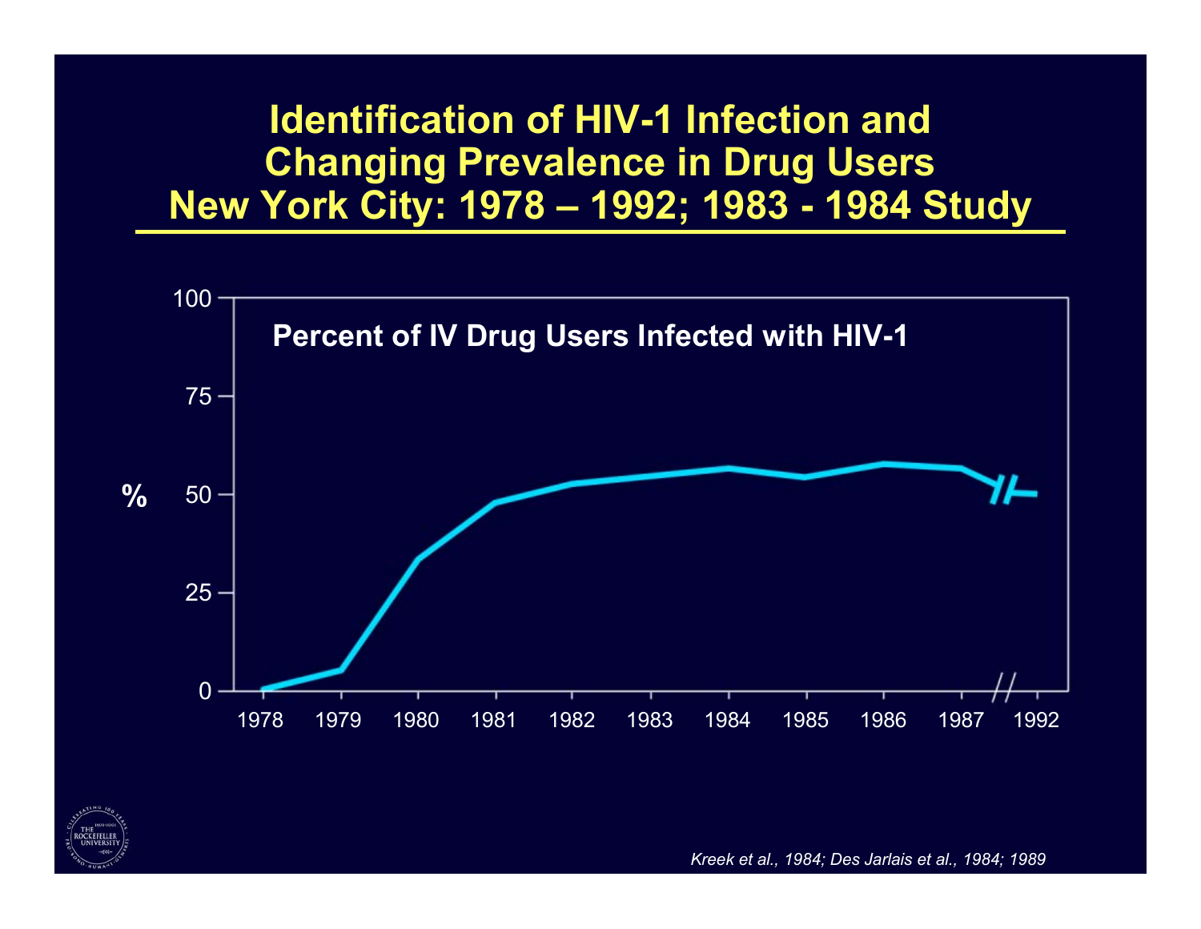# Identification of HIV-1 Infection and Changing Prevalence in Drug Users New York City: 1978 – 1992; 1983 - 1984 Study

**Percent of IV Drug Users Infected with HIV-1**

| Year | % (approx.) |
|---|---|
| 1978 | 0 |
| 1979 | 5 |
| 1980 | 33 |
| 1981 | 48 |
| 1982 | 53 |
| 1983 | 55 |
| 1984 | 57 |
| 1985 | 54 |
| 1986 | 58 |
| 1987 | 57 |
| 1992 | 50 |

*Kreek et al., 1984; Des Jarlais et al., 1984; 1989*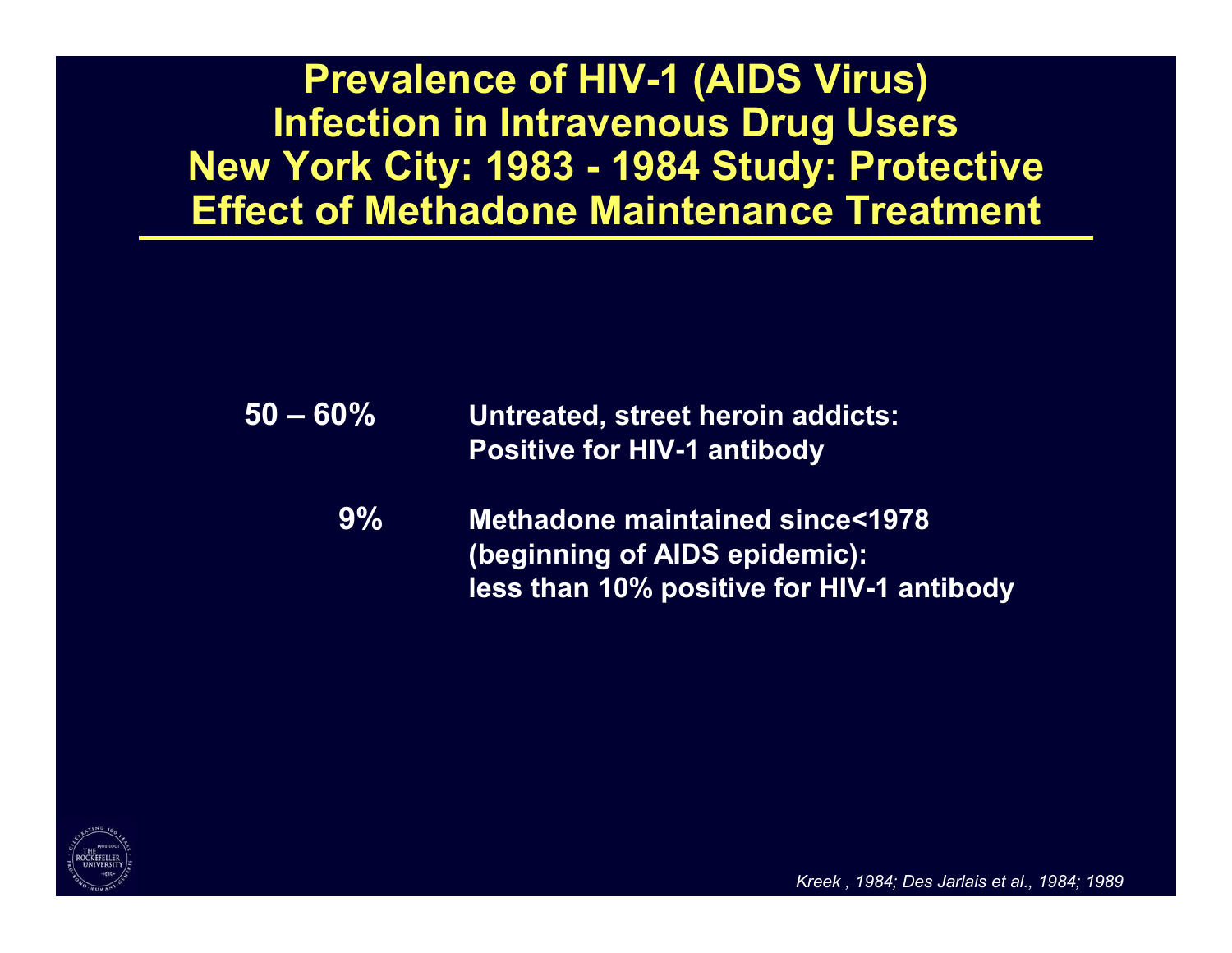# Prevalence of HIV-1 (AIDS Virus) Infection in Intravenous Drug Users New York City: 1983 - 1984 Study: Protective Effect of Methadone Maintenance Treatment

| | |
|---|---|
| **50 – 60%** | **Untreated, street heroin addicts: Positive for HIV-1 antibody** |
| **9%** | **Methadone maintained since<1978 (beginning of AIDS epidemic): less than 10% positive for HIV-1 antibody** |

*Kreek , 1984; Des Jarlais et al., 1984; 1989*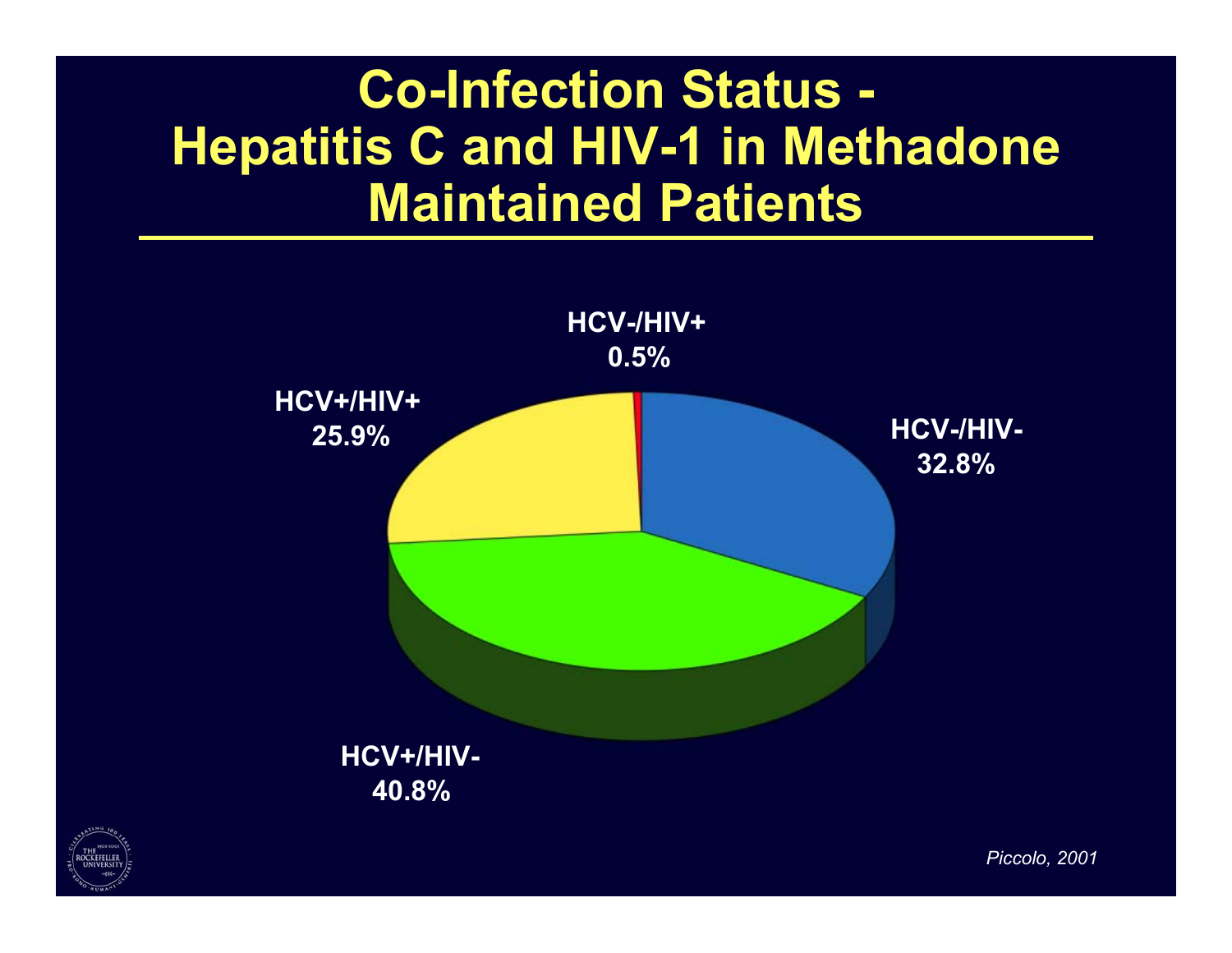# Co-Infection Status - Hepatitis C and HIV-1 in Methadone Maintained Patients

HCV-/HIV+
0.5%

HCV+/HIV+
25.9%

HCV-/HIV-
32.8%

HCV+/HIV-
40.8%

*Piccolo, 2001*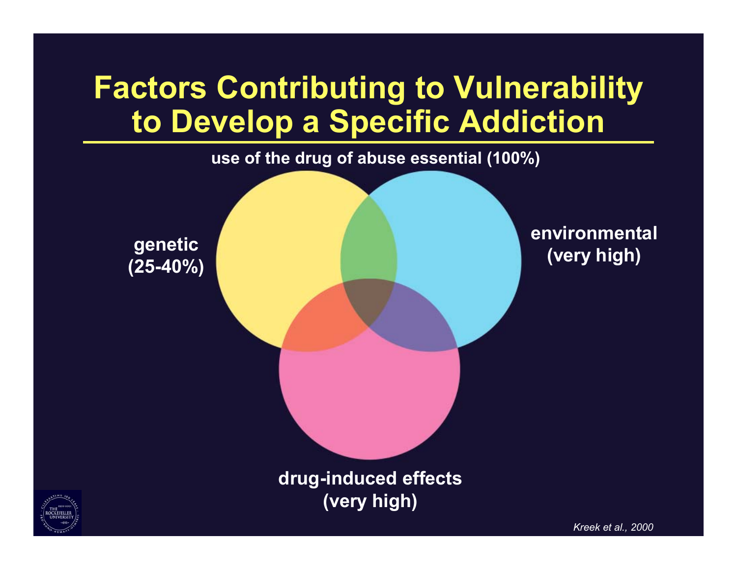# Factors Contributing to Vulnerability to Develop a Specific Addiction

**use of the drug of abuse essential (100%)**

**genetic (25-40%)**

**environmental (very high)**

**drug-induced effects (very high)**

*Kreek et al., 2000*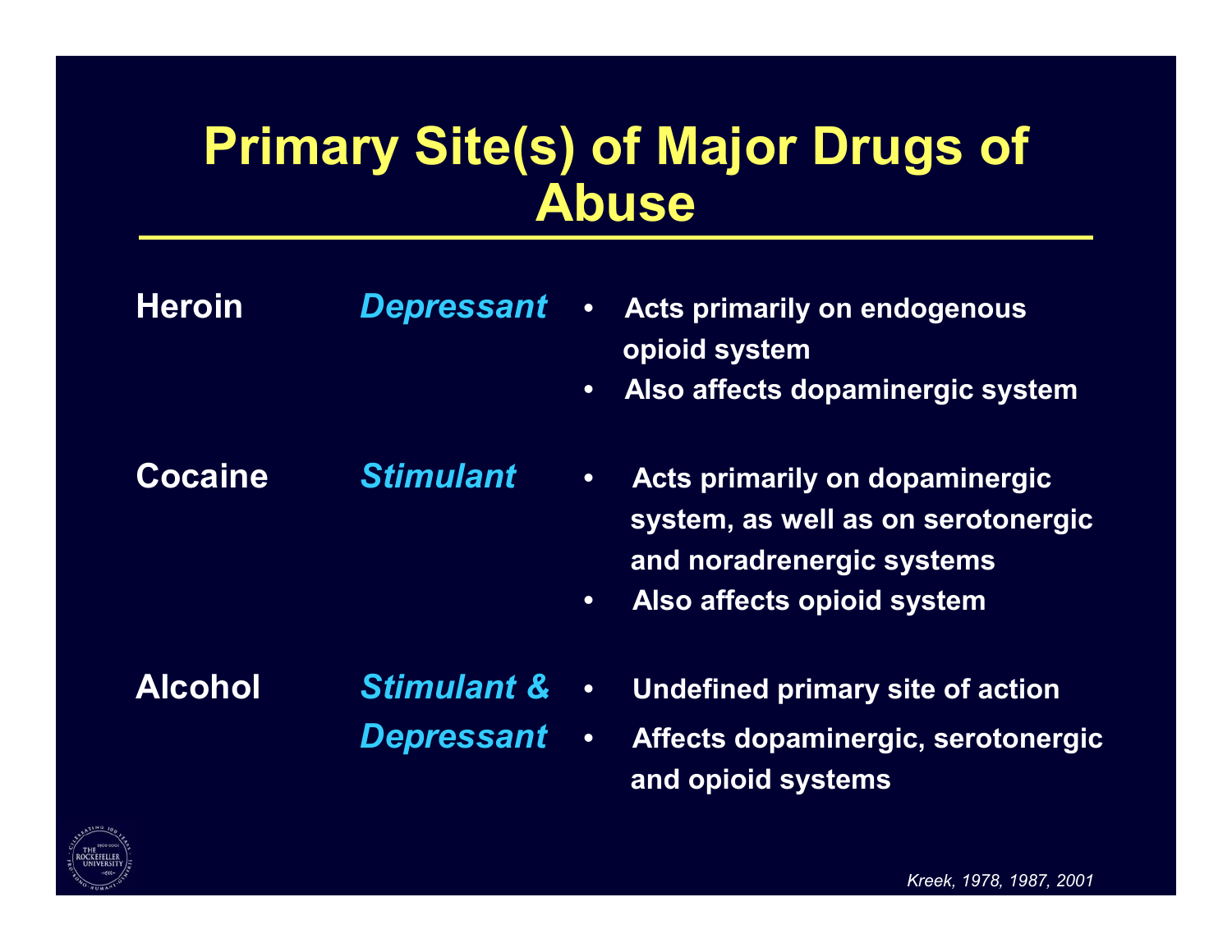# Primary Site(s) of Major Drugs of Abuse

| Drug | Type | Site(s) of Action |
| --- | --- | --- |
| **Heroin** | ***Depressant*** | • **Acts primarily on endogenous opioid system**<br>• **Also affects dopaminergic system** |
| **Cocaine** | ***Stimulant*** | • **Acts primarily on dopaminergic system, as well as on serotonergic and noradrenergic systems**<br>• **Also affects opioid system** |
| **Alcohol** | ***Stimulant & Depressant*** | • **Undefined primary site of action**<br>• **Affects dopaminergic, serotonergic and opioid systems** |

*Kreek, 1978, 1987, 2001*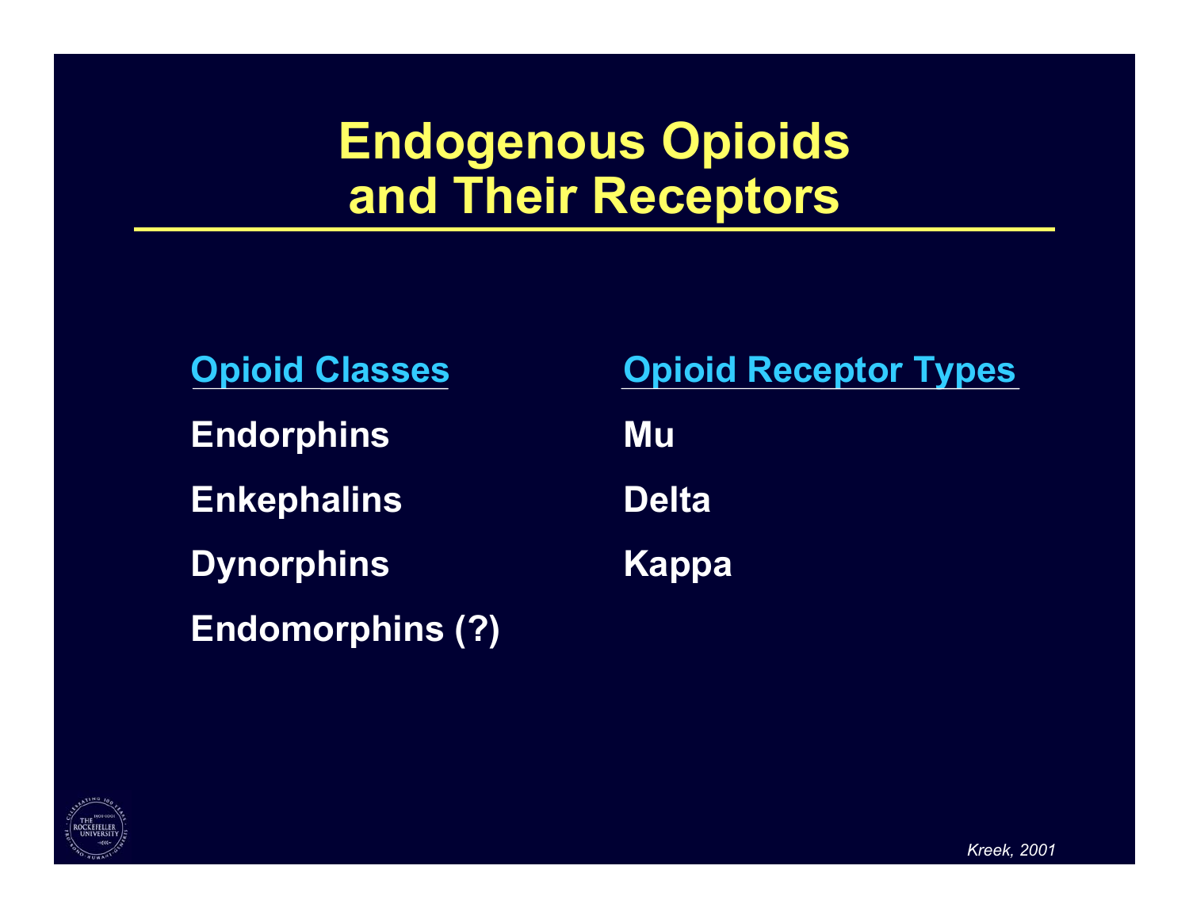# Endogenous Opioids and Their Receptors

| Opioid Classes | Opioid Receptor Types |
| --- | --- |
| Endorphins | Mu |
| Enkephalins | Delta |
| Dynorphins | Kappa |
| Endomorphins (?) | |

*Kreek, 2001*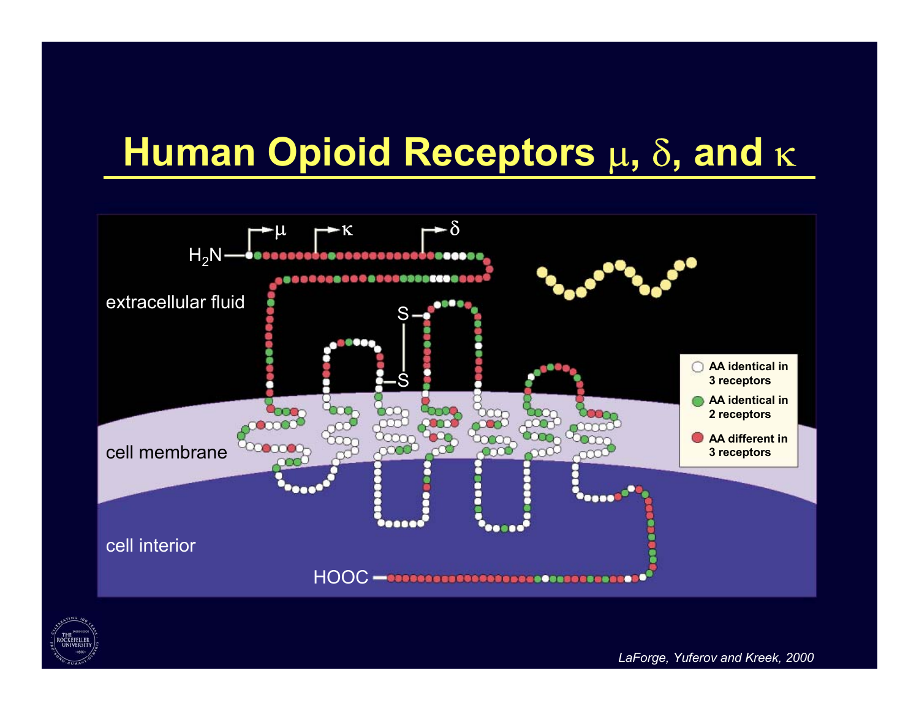# Human Opioid Receptors μ, δ, and κ

$H_2N$ — μ — κ — δ

extracellular fluid

S—S

cell membrane

cell interior

HOOC

- AA identical in 3 receptors
- AA identical in 2 receptors
- AA different in 3 receptors

*LaForge, Yuferov and Kreek, 2000*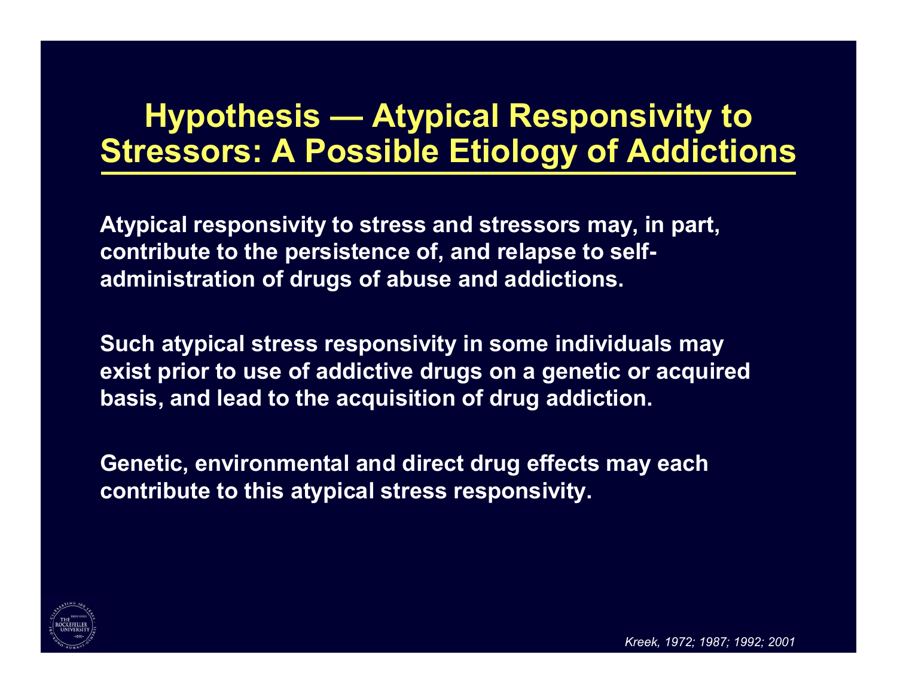# Hypothesis — Atypical Responsivity to Stressors: A Possible Etiology of Addictions

**Atypical responsivity to stress and stressors may, in part, contribute to the persistence of, and relapse to self-administration of drugs of abuse and addictions.**

**Such atypical stress responsivity in some individuals may exist prior to use of addictive drugs on a genetic or acquired basis, and lead to the acquisition of drug addiction.**

**Genetic, environmental and direct drug effects may each contribute to this atypical stress responsivity.**

*Kreek, 1972; 1987; 1992; 2001*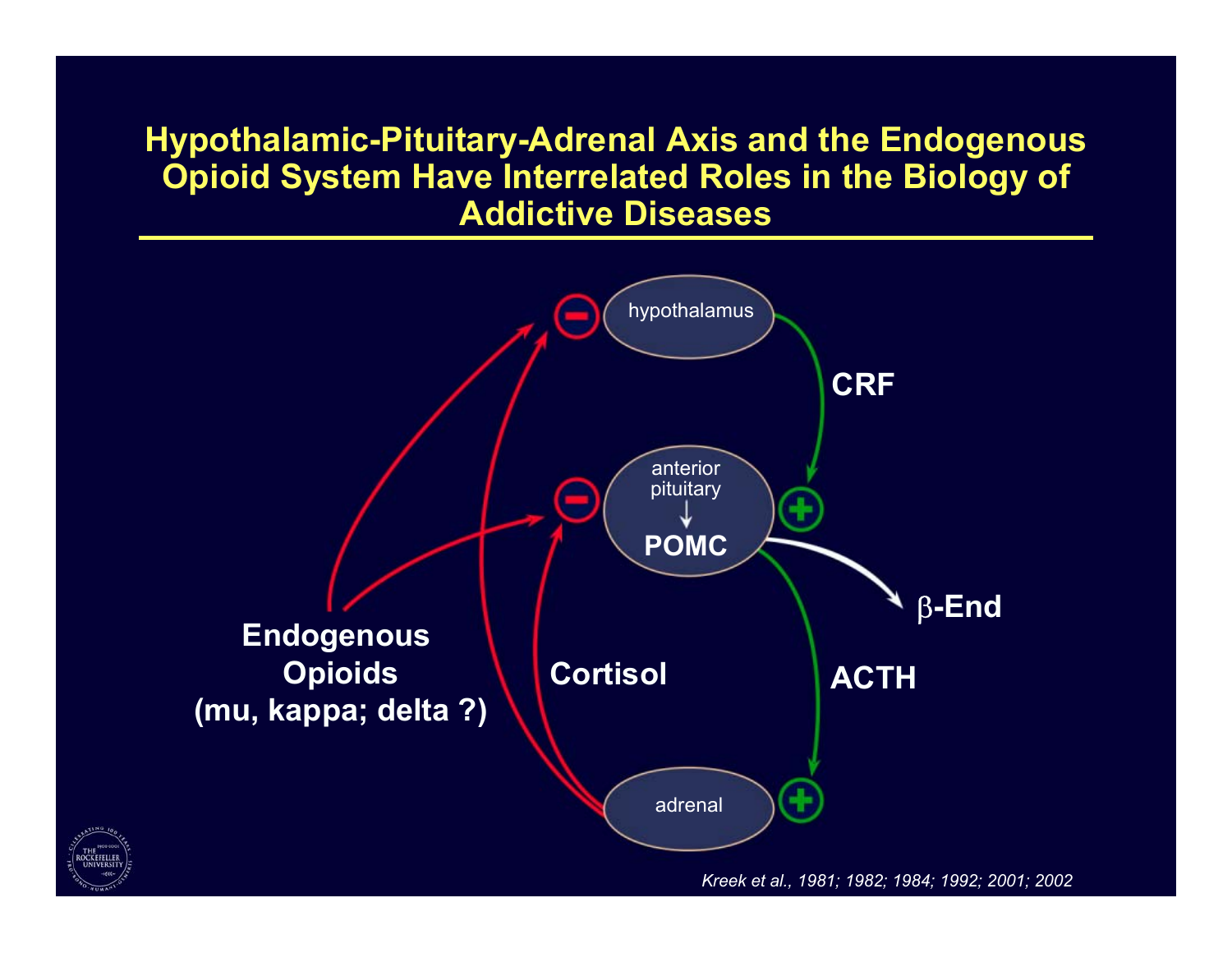# Hypothalamic-Pituitary-Adrenal Axis and the Endogenous Opioid System Have Interrelated Roles in the Biology of Addictive Diseases

hypothalamus

CRF

anterior pituitary

↓

**POMC**

β-End

ACTH

adrenal

Cortisol

**Endogenous Opioids (mu, kappa; delta ?)**

*Kreek et al., 1981; 1982; 1984; 1992; 2001; 2002*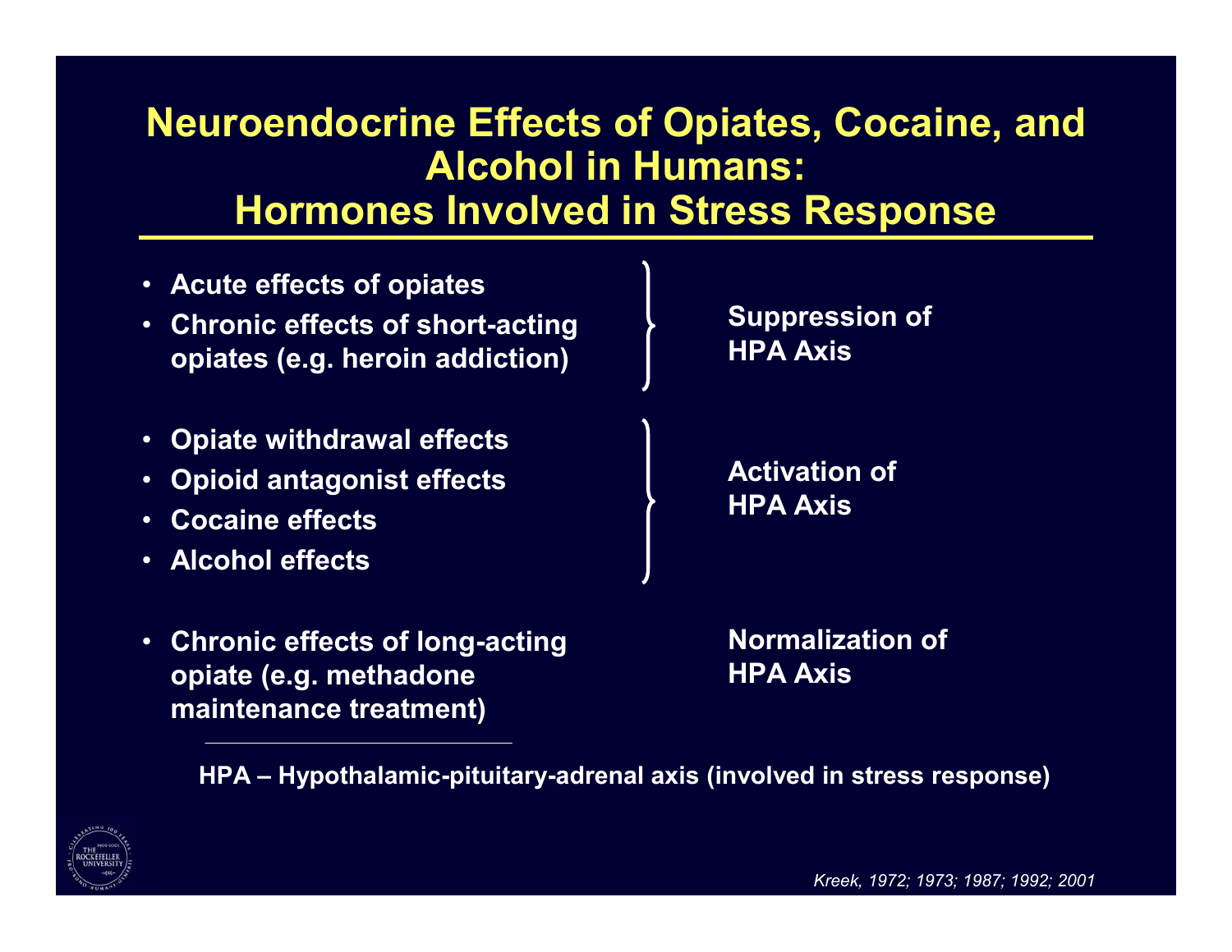# Neuroendocrine Effects of Opiates, Cocaine, and Alcohol in Humans: Hormones Involved in Stress Response

- Acute effects of opiates
- Chronic effects of short-acting opiates (e.g. heroin addiction)

→ **Suppression of HPA Axis**

- Opiate withdrawal effects
- Opioid antagonist effects
- Cocaine effects
- Alcohol effects

→ **Activation of HPA Axis**

- Chronic effects of long-acting opiate (e.g. methadone maintenance treatment)

→ **Normalization of HPA Axis**

---

HPA – Hypothalamic-pituitary-adrenal axis (involved in stress response)

*Kreek, 1972; 1973; 1987; 1992; 2001*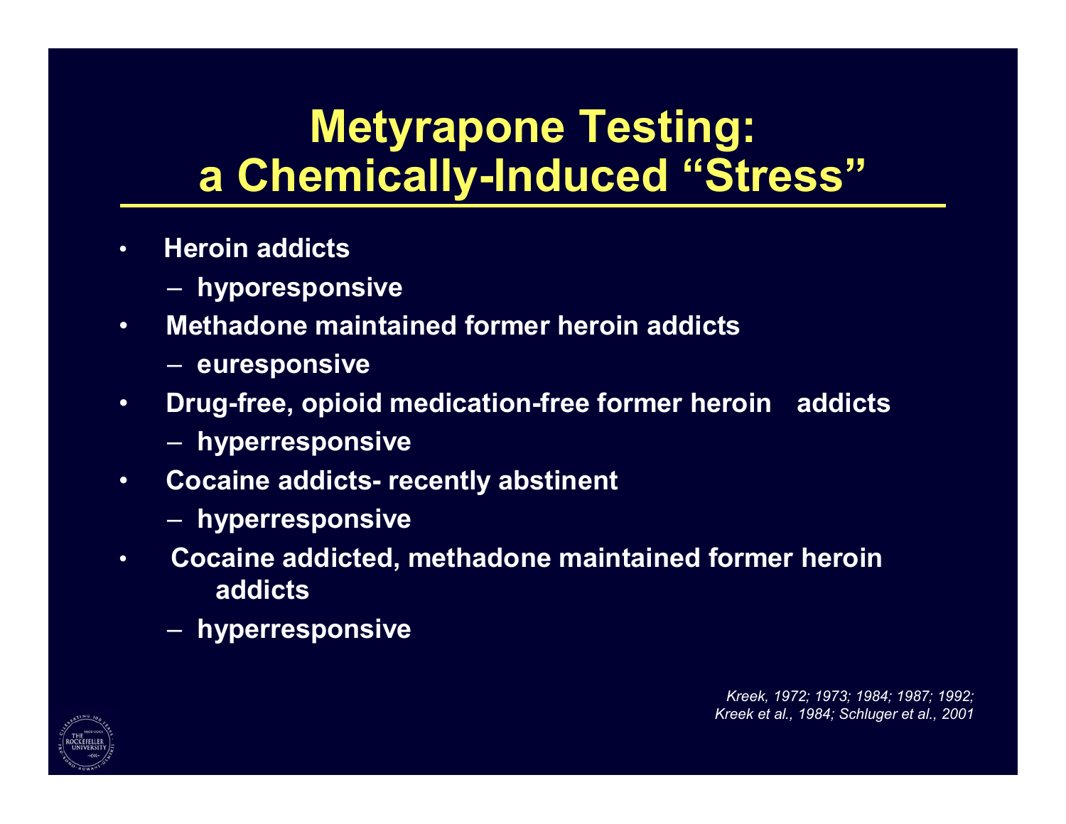# Metyrapone Testing: a Chemically-Induced "Stress"

- **Heroin addicts**
  - **hyporesponsive**
- **Methadone maintained former heroin addicts**
  - **euresponsive**
- **Drug-free, opioid medication-free former heroin addicts**
  - **hyperresponsive**
- **Cocaine addicts- recently abstinent**
  - **hyperresponsive**
- **Cocaine addicted, methadone maintained former heroin addicts**
  - **hyperresponsive**

*Kreek, 1972; 1973; 1984; 1987; 1992; Kreek et al., 1984; Schluger et al., 2001*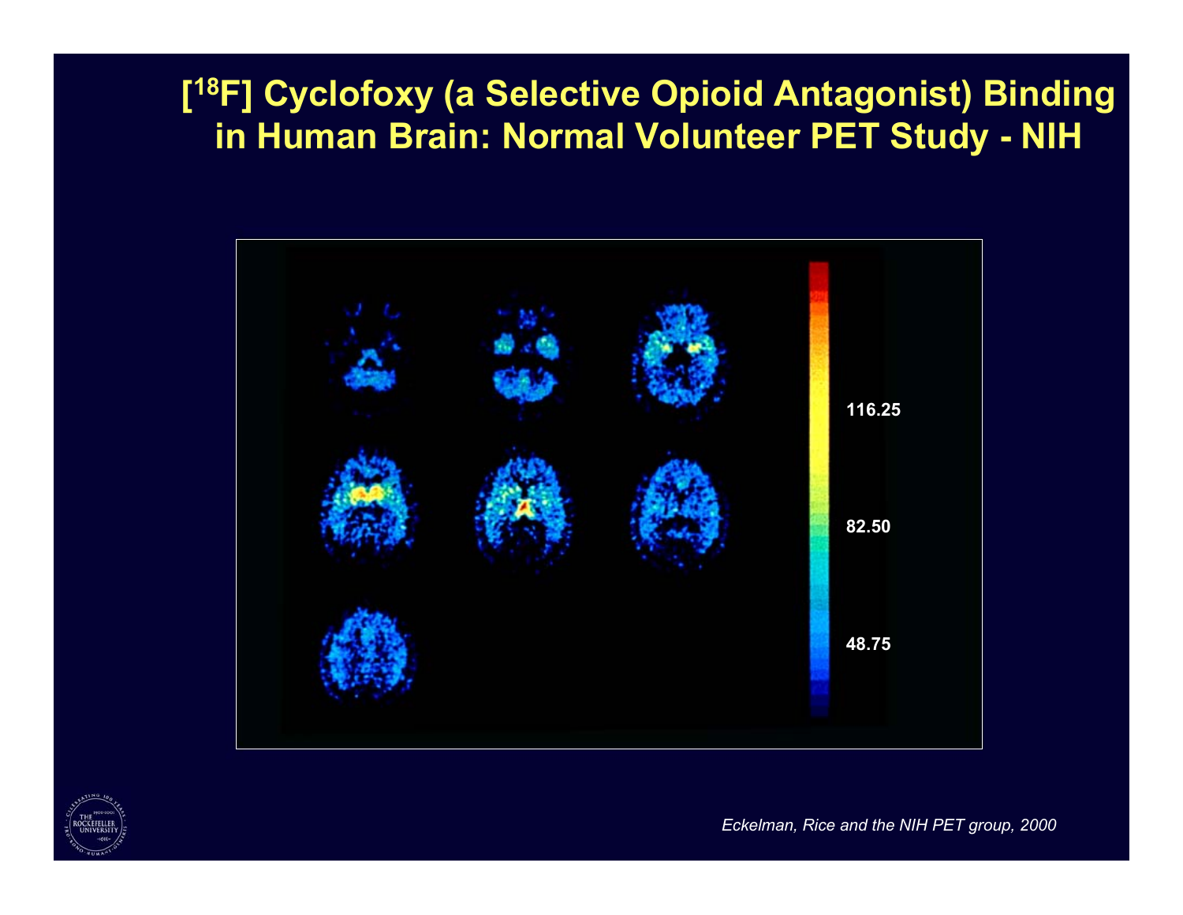# [$^{18}$F] Cyclofoxy (a Selective Opioid Antagonist) Binding in Human Brain: Normal Volunteer PET Study - NIH

116.25

82.50

48.75

*Eckelman, Rice and the NIH PET group, 2000*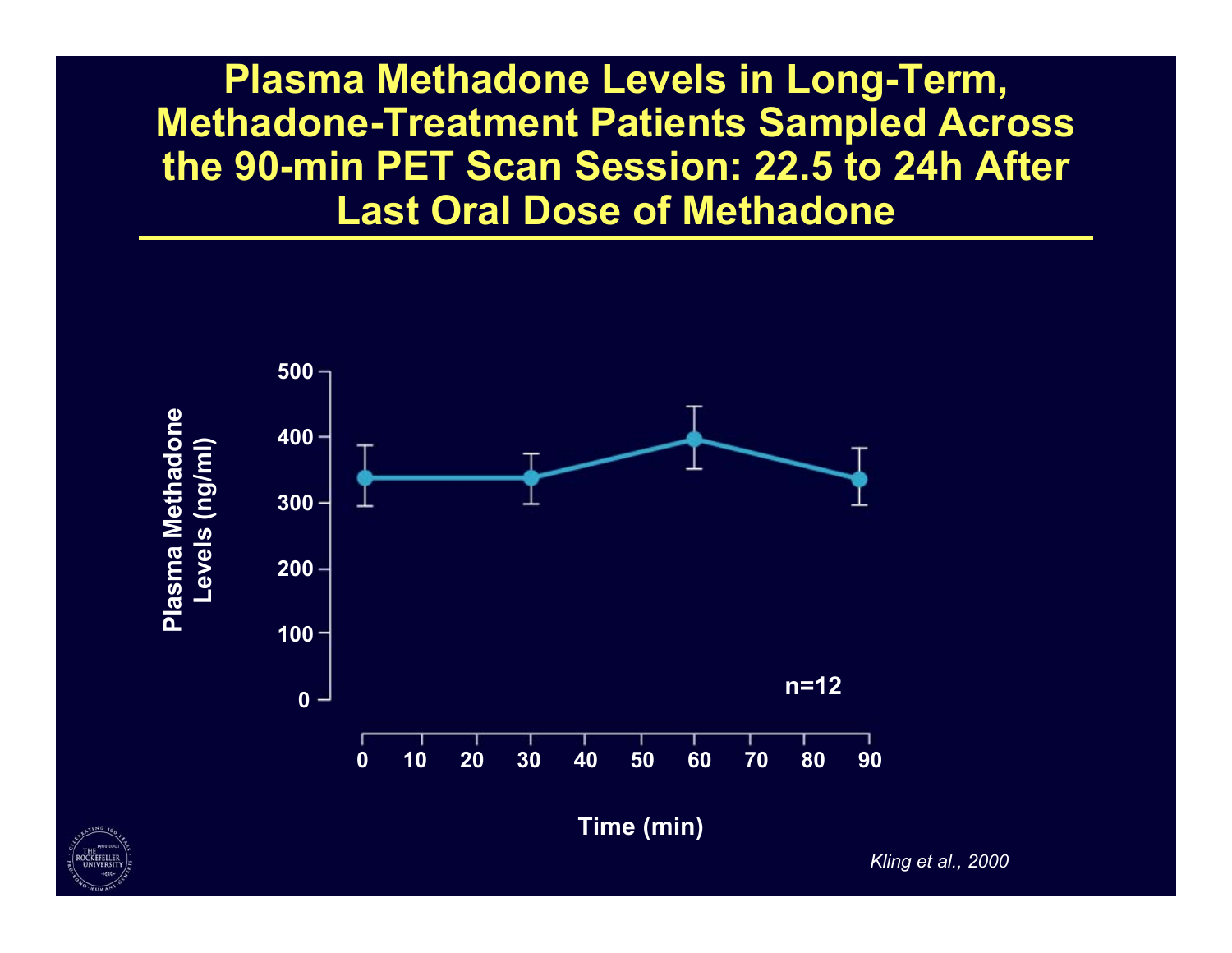# Plasma Methadone Levels in Long-Term, Methadone-Treatment Patients Sampled Across the 90-min PET Scan Session: 22.5 to 24h After Last Oral Dose of Methadone

Plasma Methadone Levels (ng/ml)

500
400
300
200
100
0

n=12

0 10 20 30 40 50 60 70 80 90

Time (min)

*Kling et al., 2000*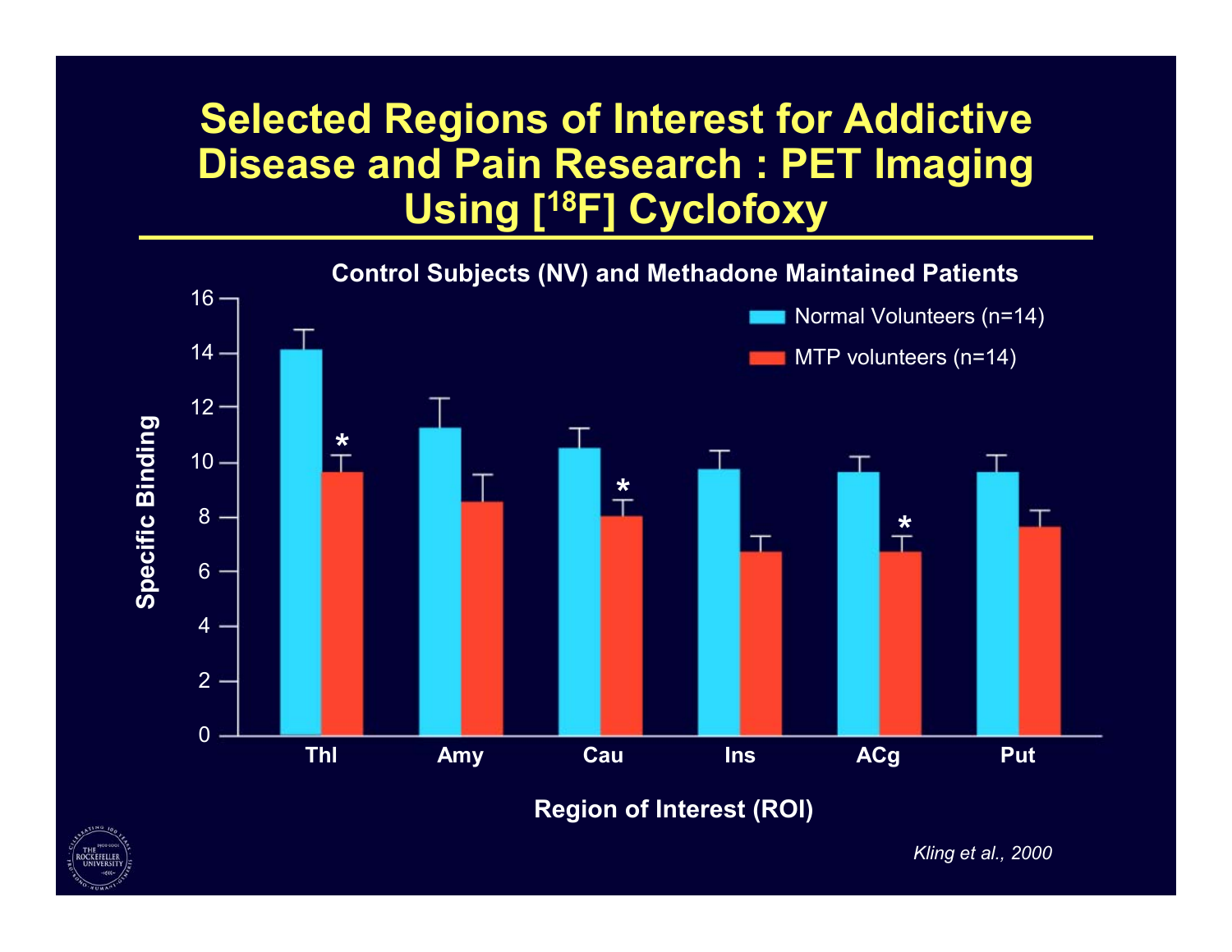# Selected Regions of Interest for Addictive Disease and Pain Research : PET Imaging Using [$^{18}$F] Cyclofoxy

**Control Subjects (NV) and Methadone Maintained Patients**

Specific Binding

- Normal Volunteers (n=14)
- MTP volunteers (n=14)

16, 14, 12, 10, 8, 6, 4, 2, 0

Thl * | Amy | Cau * | Ins | ACg * | Put

**Region of Interest (ROI)**

*Kling et al., 2000*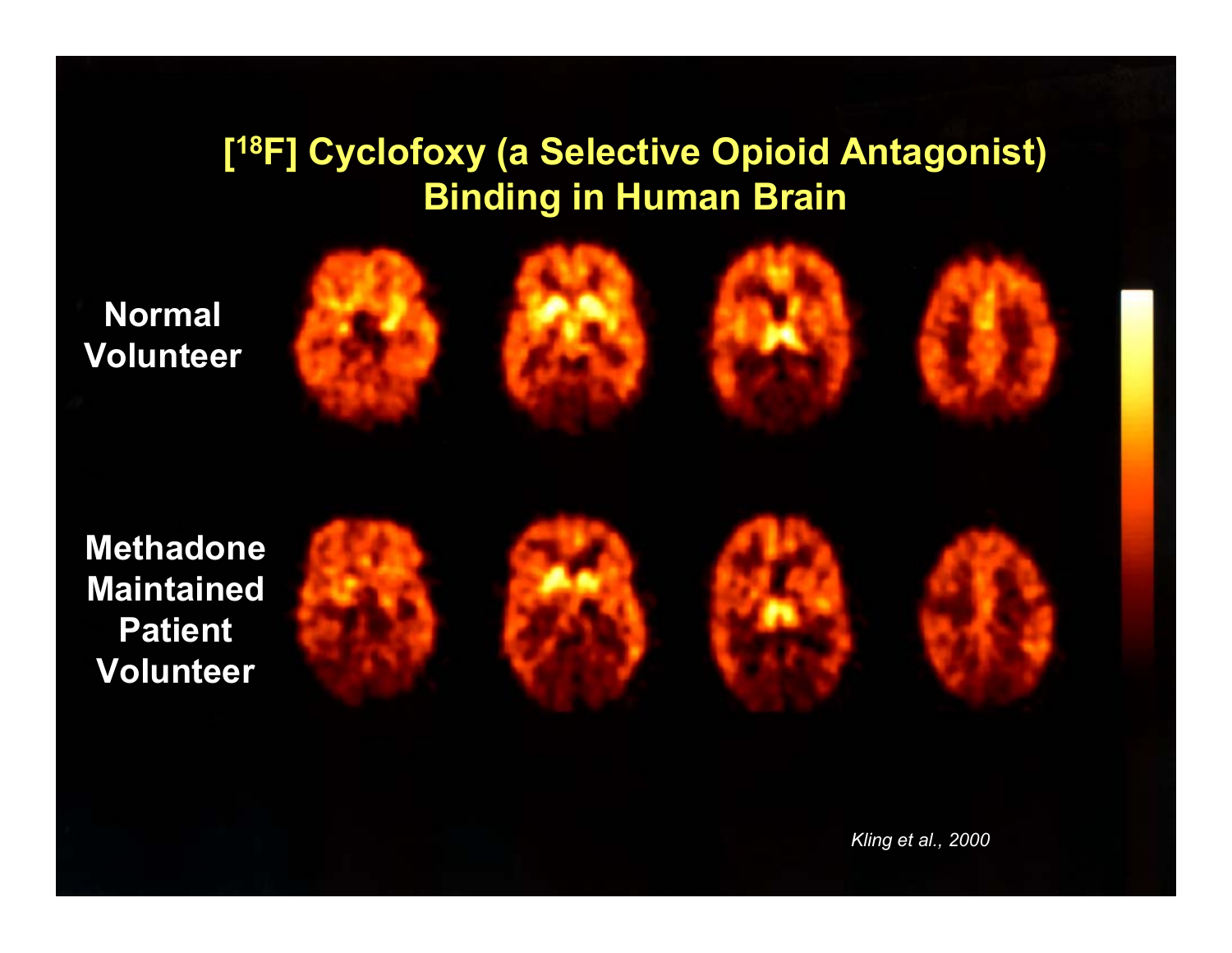# [$^{18}$F] Cyclofoxy (a Selective Opioid Antagonist) Binding in Human Brain

Normal Volunteer

Methadone Maintained Patient Volunteer

*Kling et al., 2000*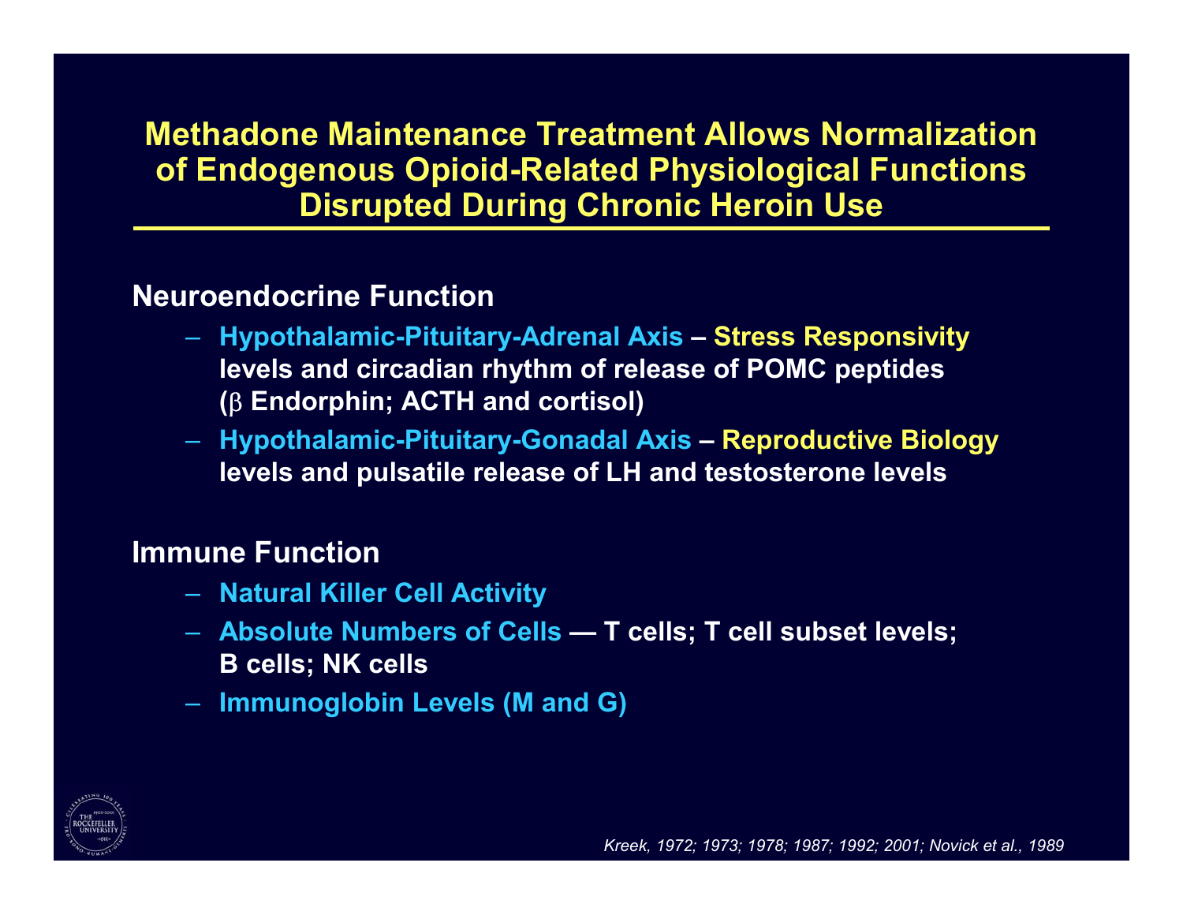# Methadone Maintenance Treatment Allows Normalization of Endogenous Opioid-Related Physiological Functions Disrupted During Chronic Heroin Use

## Neuroendocrine Function

- **Hypothalamic-Pituitary-Adrenal Axis – Stress Responsivity** levels and circadian rhythm of release of POMC peptides (β Endorphin; ACTH and cortisol)
- **Hypothalamic-Pituitary-Gonadal Axis – Reproductive Biology** levels and pulsatile release of LH and testosterone levels

## Immune Function

- **Natural Killer Cell Activity**
- **Absolute Numbers of Cells** — T cells; T cell subset levels; B cells; NK cells
- **Immunoglobin Levels (M and G)**

*Kreek, 1972; 1973; 1978; 1987; 1992; 2001; Novick et al., 1989*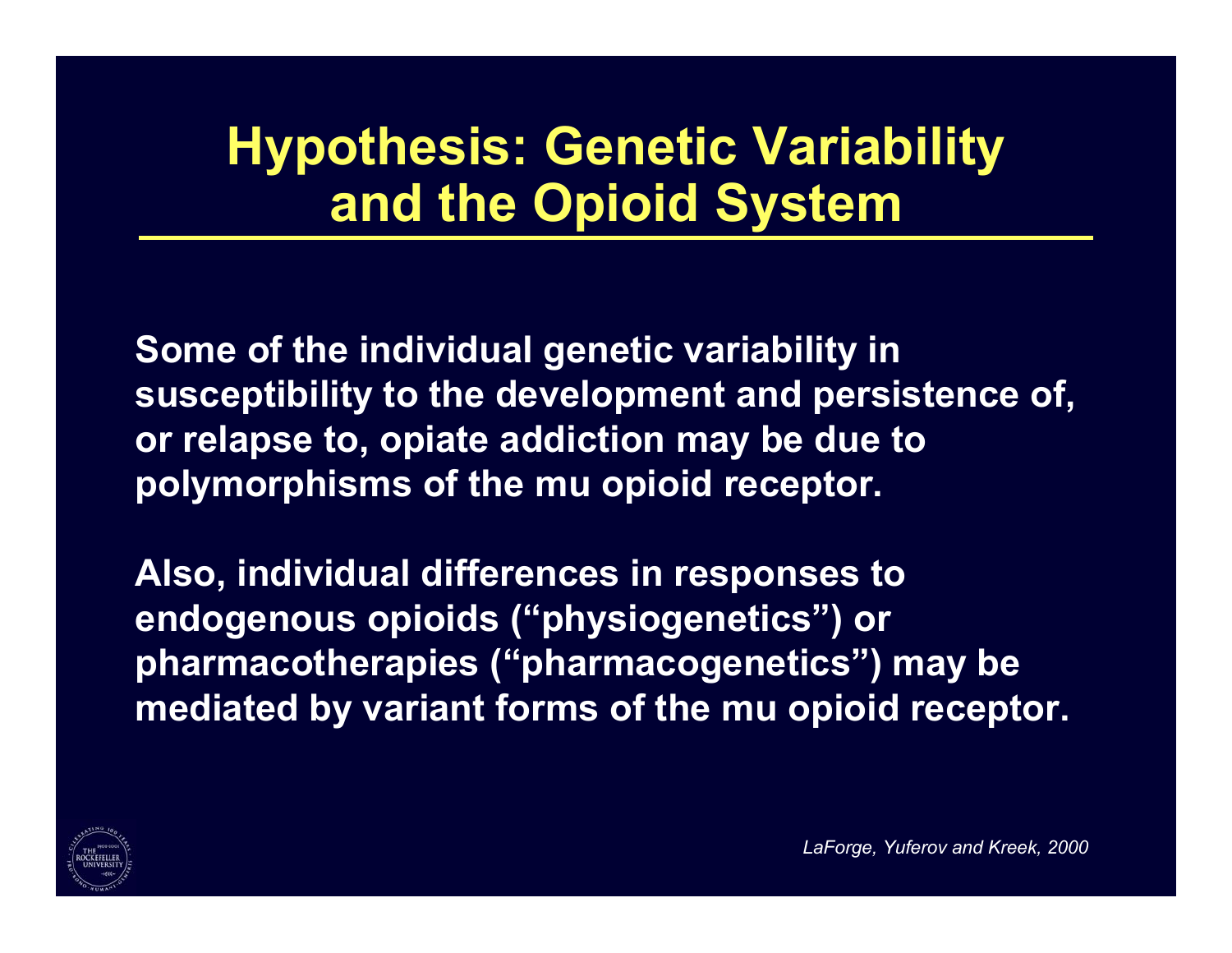# Hypothesis: Genetic Variability and the Opioid System

**Some of the individual genetic variability in susceptibility to the development and persistence of, or relapse to, opiate addiction may be due to polymorphisms of the mu opioid receptor.**

**Also, individual differences in responses to endogenous opioids (“physiogenetics”) or pharmacotherapies (“pharmacogenetics”) may be mediated by variant forms of the mu opioid receptor.**

*LaForge, Yuferov and Kreek, 2000*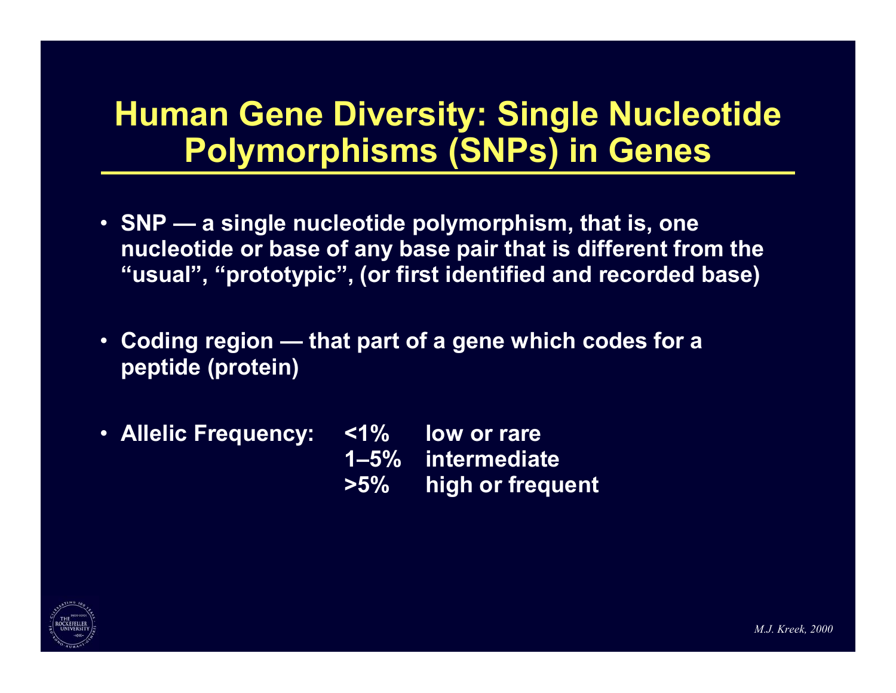# Human Gene Diversity: Single Nucleotide Polymorphisms (SNPs) in Genes

- **SNP — a single nucleotide polymorphism, that is, one nucleotide or base of any base pair that is different from the "usual", "prototypic", (or first identified and recorded base)**
- **Coding region — that part of a gene which codes for a peptide (protein)**
- **Allelic Frequency:**

| | |
|---|---|
| **<1%** | **low or rare** |
| **1–5%** | **intermediate** |
| **>5%** | **high or frequent** |

*M.J. Kreek, 2000*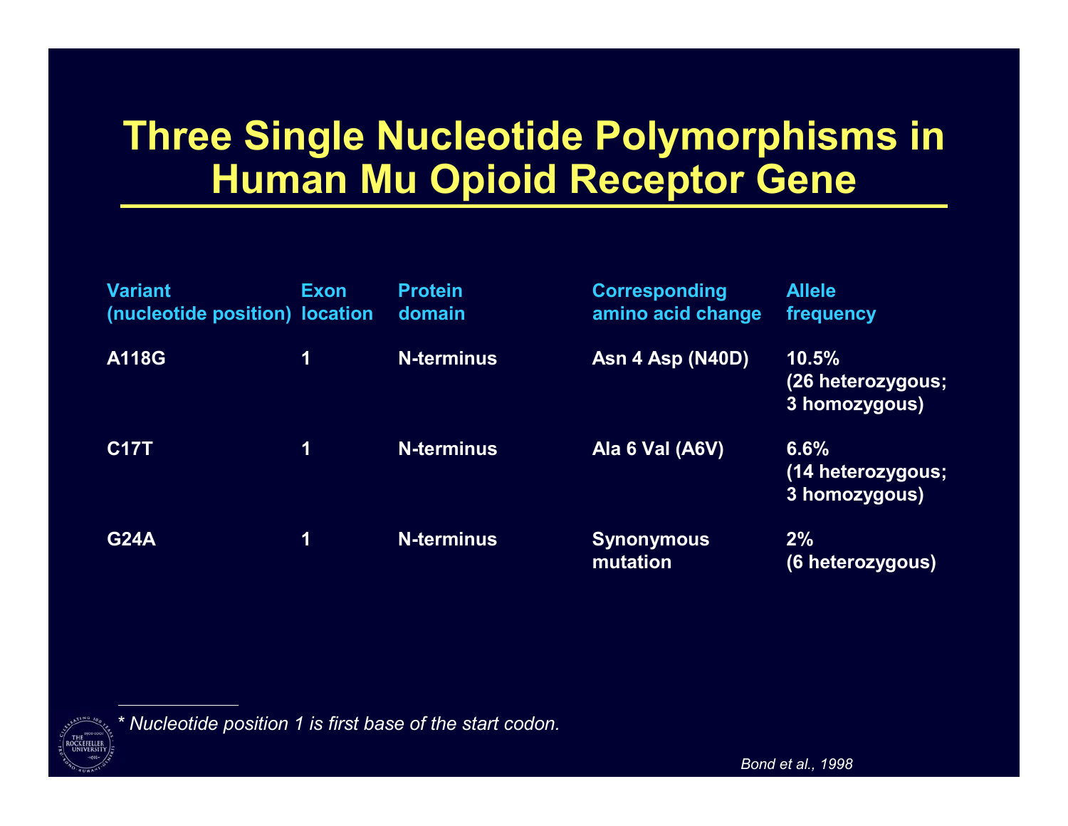# Three Single Nucleotide Polymorphisms in Human Mu Opioid Receptor Gene

| Variant (nucleotide position) | Exon location | Protein domain | Corresponding amino acid change | Allele frequency |
|---|---|---|---|---|
| A118G | 1 | N-terminus | Asn 4 Asp (N40D) | 10.5% (26 heterozygous; 3 homozygous) |
| C17T | 1 | N-terminus | Ala 6 Val (A6V) | 6.6% (14 heterozygous; 3 homozygous) |
| G24A | 1 | N-terminus | Synonymous mutation | 2% (6 heterozygous) |

*\* Nucleotide position 1 is first base of the start codon.*

*Bond et al., 1998*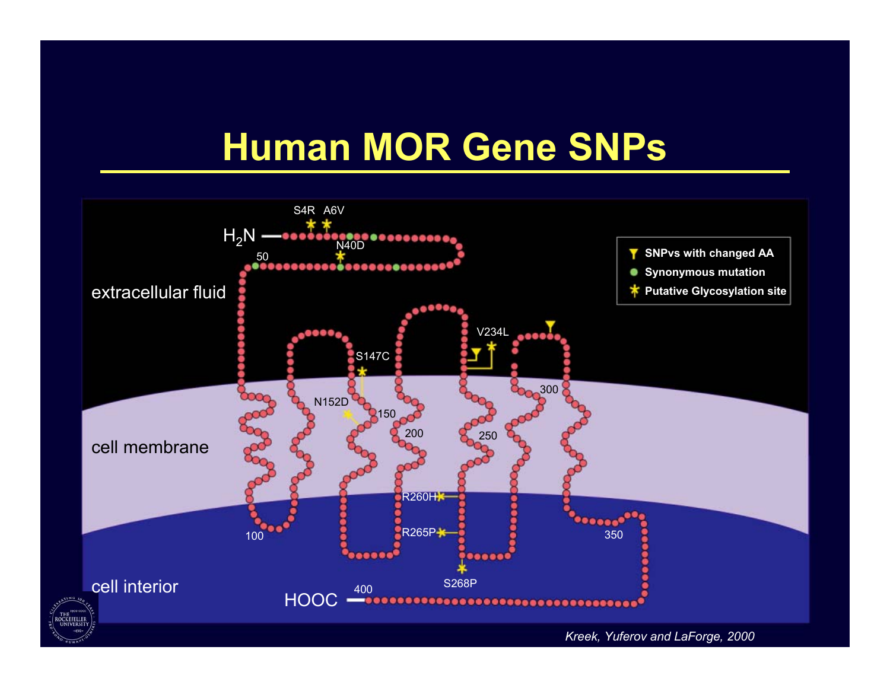# Human MOR Gene SNPs

H$_2$N — S4R, A6V, N40D, 50

extracellular fluid

cell membrane

cell interior

S147C, N152D, 150, 200, V234L, 250, 300, R260H, R265P, S268P, 100, 350, 400, HOOC

- SNPvs with changed AA
- Synonymous mutation
- Putative Glycosylation site

*Kreek, Yuferov and LaForge, 2000*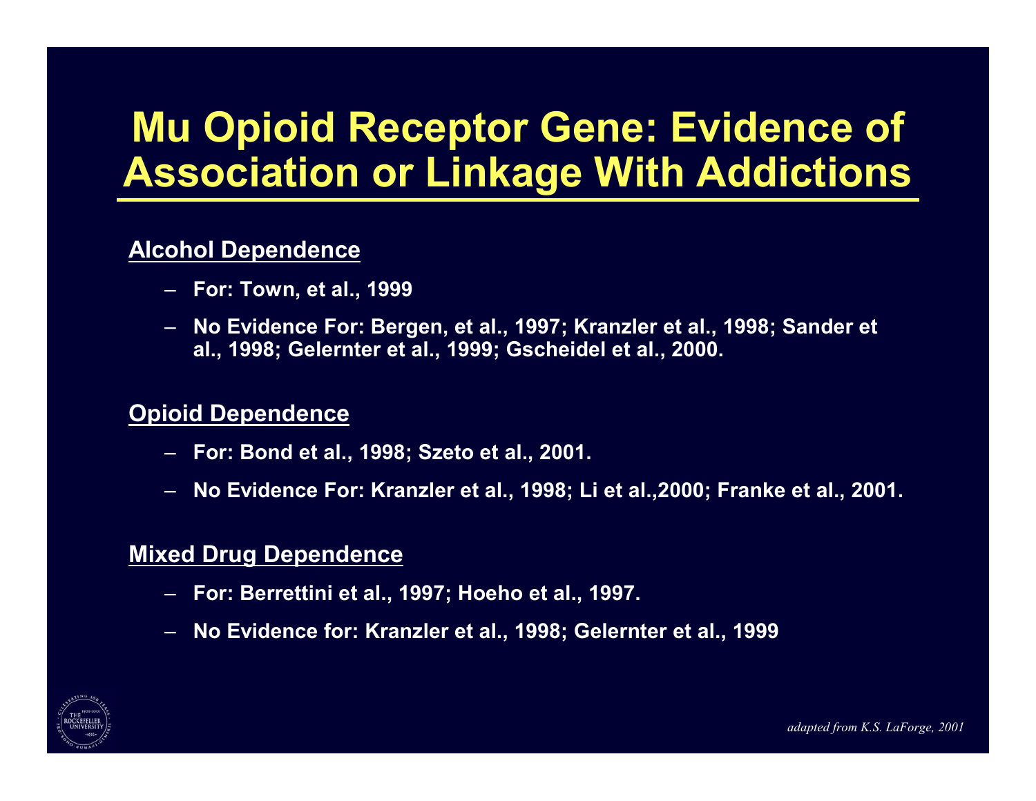# Mu Opioid Receptor Gene: Evidence of Association or Linkage With Addictions

**Alcohol Dependence**

- **For: Town, et al., 1999**
- **No Evidence For: Bergen, et al., 1997; Kranzler et al., 1998; Sander et al., 1998; Gelernter et al., 1999; Gscheidel et al., 2000.**

**Opioid Dependence**

- **For: Bond et al., 1998; Szeto et al., 2001.**
- **No Evidence For: Kranzler et al., 1998; Li et al.,2000; Franke et al., 2001.**

**Mixed Drug Dependence**

- **For: Berrettini et al., 1997; Hoeho et al., 1997.**
- **No Evidence for: Kranzler et al., 1998; Gelernter et al., 1999**

*adapted from K.S. LaForge, 2001*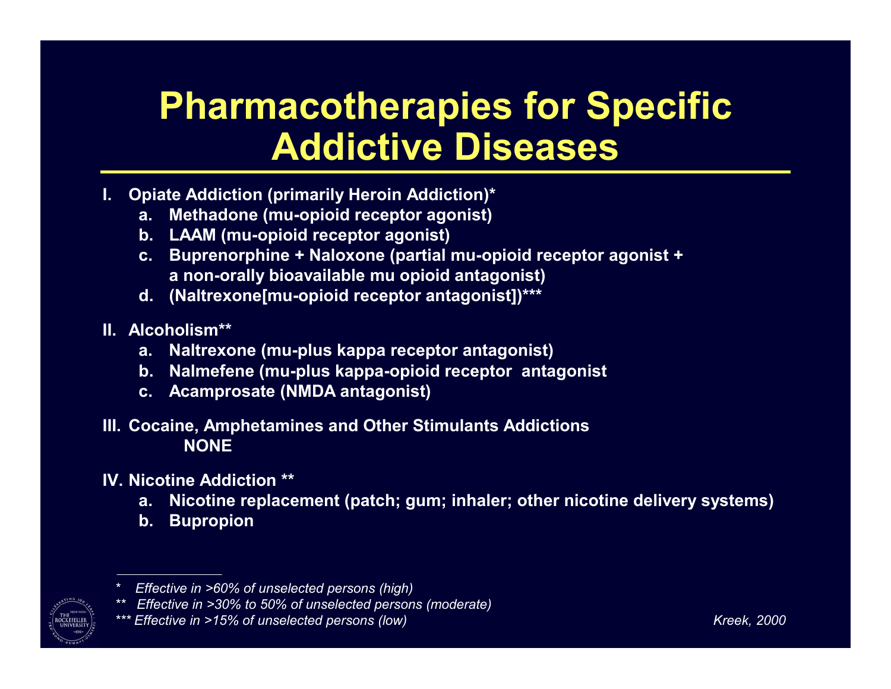# Pharmacotherapies for Specific Addictive Diseases

**I. Opiate Addiction (primarily Heroin Addiction)***

- a. Methadone (mu-opioid receptor agonist)
- b. LAAM (mu-opioid receptor agonist)
- c. Buprenorphine + Naloxone (partial mu-opioid receptor agonist + a non-orally bioavailable mu opioid antagonist)
- d. (Naltrexone[mu-opioid receptor antagonist])***

**II. Alcoholism****

- a. Naltrexone (mu-plus kappa receptor antagonist)
- b. Nalmefene (mu-plus kappa-opioid receptor antagonist
- c. Acamprosate (NMDA antagonist)

**III. Cocaine, Amphetamines and Other Stimulants Addictions**

**NONE**

**IV. Nicotine Addiction ****

- a. Nicotine replacement (patch; gum; inhaler; other nicotine delivery systems)
- b. Bupropion

---

*\* Effective in >60% of unselected persons (high)*

*\*\* Effective in >30% to 50% of unselected persons (moderate)*

*\*\*\* Effective in >15% of unselected persons (low)*

*Kreek, 2000*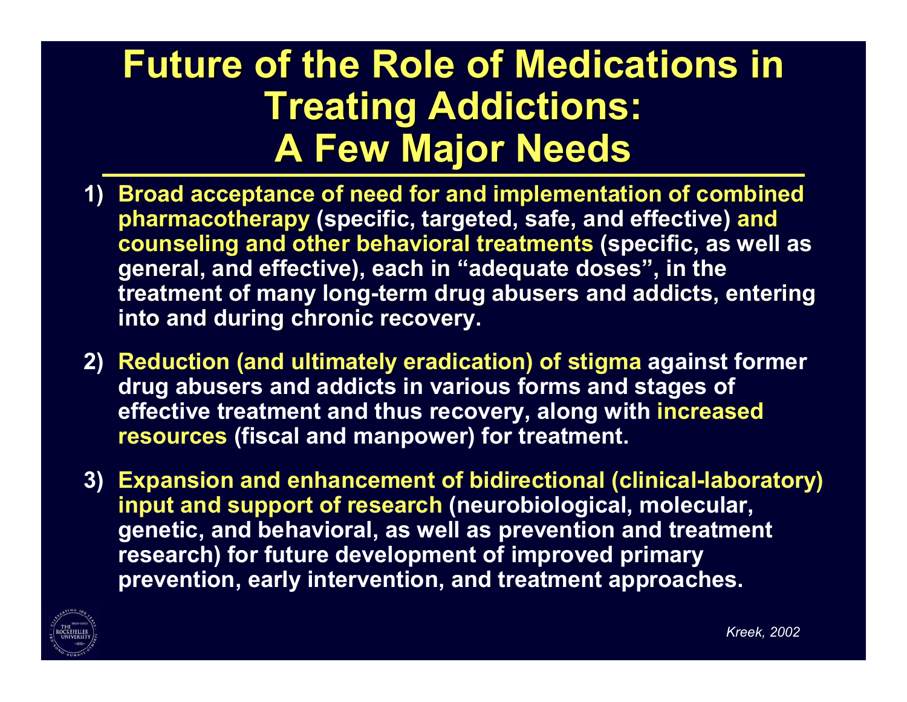# Future of the Role of Medications in Treating Addictions: A Few Major Needs

1) **Broad acceptance of need for and implementation of combined pharmacotherapy** (specific, targeted, safe, and effective) **and counseling and other behavioral treatments** (specific, as well as general, and effective), each in "adequate doses", in the treatment of many long-term drug abusers and addicts, entering into and during chronic recovery.

2) **Reduction (and ultimately eradication) of stigma** against former drug abusers and addicts in various forms and stages of effective treatment and thus recovery, along with **increased resources** (fiscal and manpower) for treatment.

3) **Expansion and enhancement of bidirectional (clinical-laboratory) input and support of research** (neurobiological, molecular, genetic, and behavioral, as well as prevention and treatment research) for future development of improved primary prevention, early intervention, and treatment approaches.

*Kreek, 2002*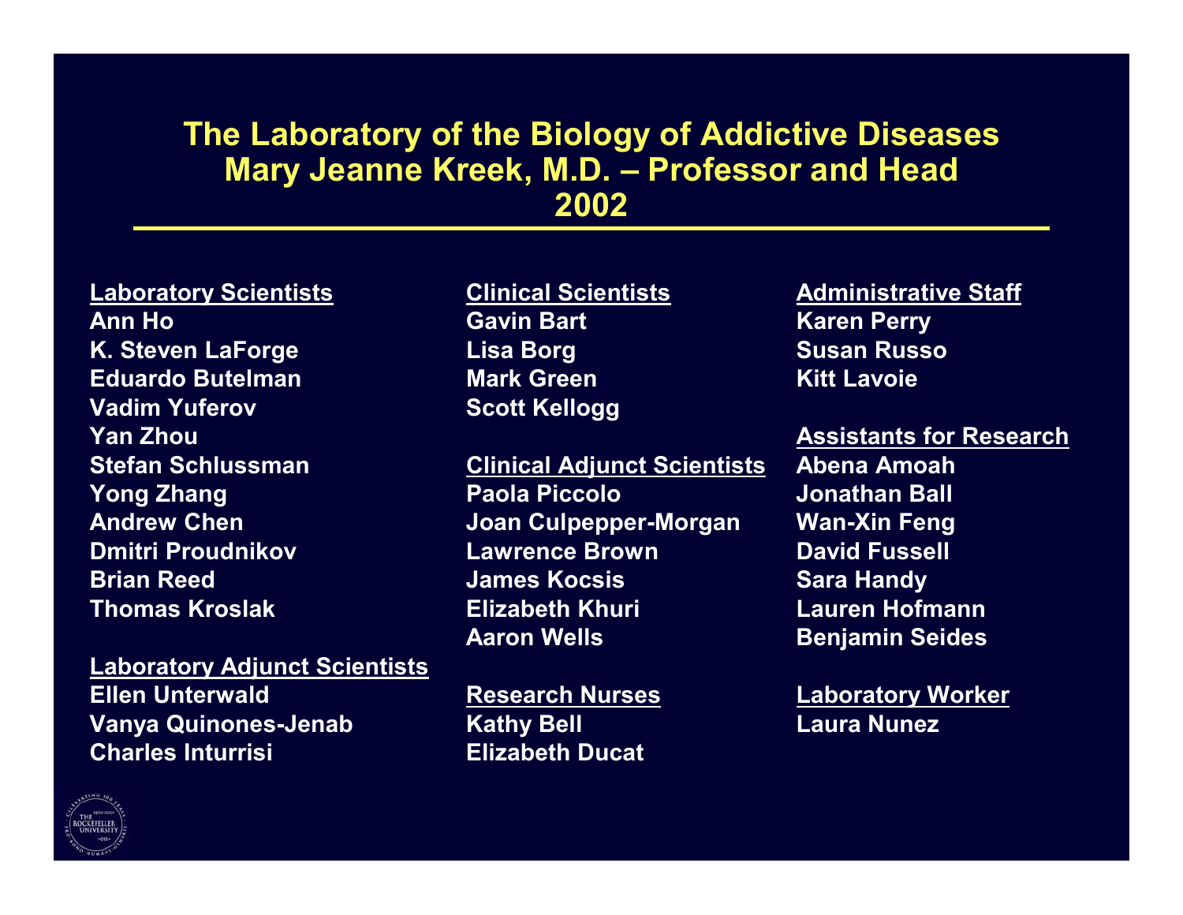# The Laboratory of the Biology of Addictive Diseases
# Mary Jeanne Kreek, M.D. – Professor and Head
# 2002

**Laboratory Scientists**
Ann Ho
K. Steven LaForge
Eduardo Butelman
Vadim Yuferov
Yan Zhou
Stefan Schlussman
Yong Zhang
Andrew Chen
Dmitri Proudnikov
Brian Reed
Thomas Kroslak

**Laboratory Adjunct Scientists**
Ellen Unterwald
Vanya Quinones-Jenab
Charles Inturrisi

**Clinical Scientists**
Gavin Bart
Lisa Borg
Mark Green
Scott Kellogg

**Clinical Adjunct Scientists**
Paola Piccolo
Joan Culpepper-Morgan
Lawrence Brown
James Kocsis
Elizabeth Khuri
Aaron Wells

**Research Nurses**
Kathy Bell
Elizabeth Ducat

**Administrative Staff**
Karen Perry
Susan Russo
Kitt Lavoie

**Assistants for Research**
Abena Amoah
Jonathan Ball
Wan-Xin Feng
David Fussell
Sara Handy
Lauren Hofmann
Benjamin Seides

**Laboratory Worker**
Laura Nunez